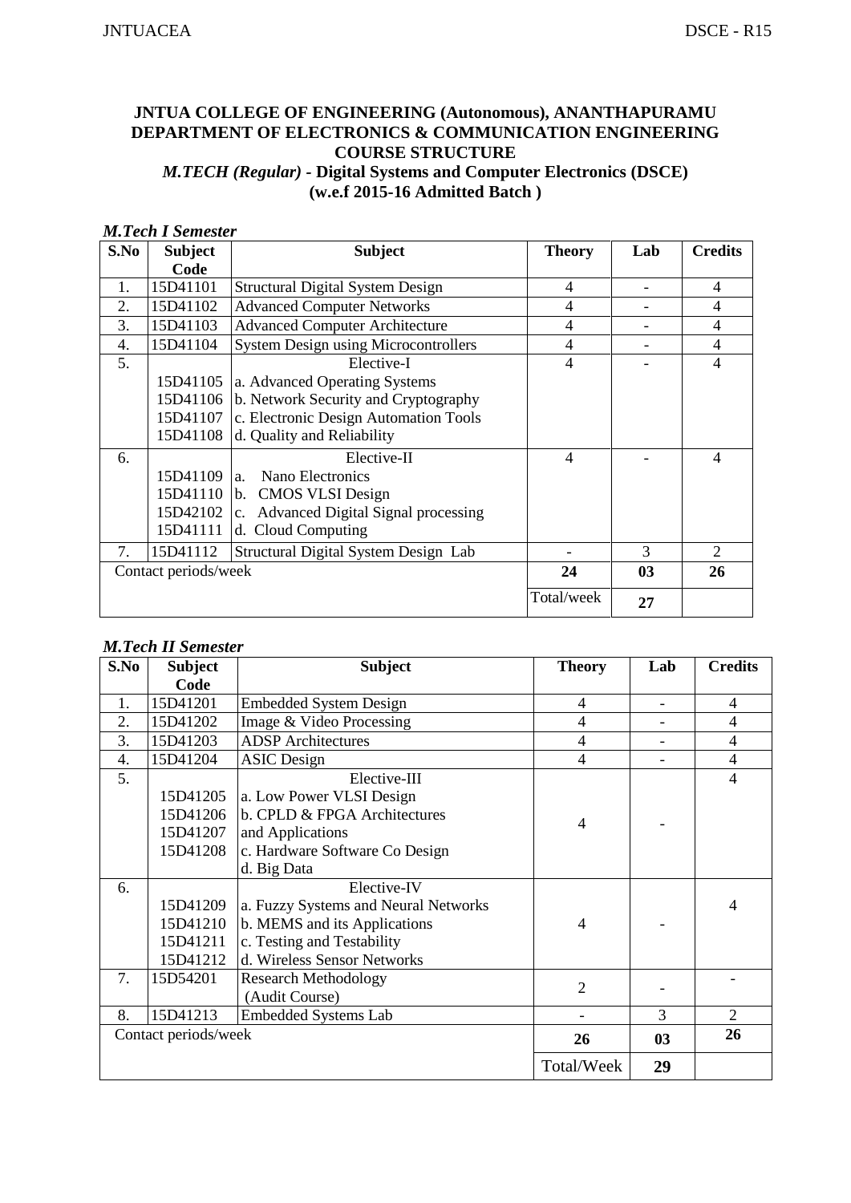**JNTUA COLLEGE OF ENGINEERING (Autonomous), ANANTHAPURAMU**
**DEPARTMENT OF ELECTRONICS & COMMUNICATION ENGINEERING**
**COURSE STRUCTURE**
***M.TECH (Regular)* - Digital Systems and Computer Electronics (DSCE)**
**(w.e.f 2015-16 Admitted Batch )**

### *M.Tech I Semester*

| S.No | Subject Code | Subject | Theory | Lab | Credits |
|---|---|---|---|---|---|
| 1. | 15D41101 | Structural Digital System Design | 4 | - | 4 |
| 2. | 15D41102 | Advanced Computer Networks | 4 | - | 4 |
| 3. | 15D41103 | Advanced Computer Architecture | 4 | - | 4 |
| 4. | 15D41104 | System Design using Microcontrollers | 4 | - | 4 |
| 5. | 15D41105<br>15D41106<br>15D41107<br>15D41108 | Elective-I<br>a. Advanced Operating Systems<br>b. Network Security and Cryptography<br>c. Electronic Design Automation Tools<br>d. Quality and Reliability | 4 | - | 4 |
| 6. | 15D41109<br>15D41110<br>15D42102<br>15D41111 | Elective-II<br>a. Nano Electronics<br>b. CMOS VLSI Design<br>c. Advanced Digital Signal processing<br>d. Cloud Computing | 4 | - | 4 |
| 7. | 15D41112 | Structural Digital System Design Lab | - | 3 | 2 |
| Contact periods/week | | | **24** | **03** | **26** |
| | | | Total/week | **27** | |

### *M.Tech II Semester*

| S.No | Subject Code | Subject | Theory | Lab | Credits |
|---|---|---|---|---|---|
| 1. | 15D41201 | Embedded System Design | 4 | - | 4 |
| 2. | 15D41202 | Image & Video Processing | 4 | - | 4 |
| 3. | 15D41203 | ADSP Architectures | 4 | - | 4 |
| 4. | 15D41204 | ASIC Design | 4 | - | 4 |
| 5. | 15D41205<br>15D41206<br>15D41207<br>15D41208 | Elective-III<br>a. Low Power VLSI Design<br>b. CPLD & FPGA Architectures and Applications<br>c. Hardware Software Co Design<br>d. Big Data | 4 | - | 4 |
| 6. | 15D41209<br>15D41210<br>15D41211<br>15D41212 | Elective-IV<br>a. Fuzzy Systems and Neural Networks<br>b. MEMS and its Applications<br>c. Testing and Testability<br>d. Wireless Sensor Networks | 4 | - | 4 |
| 7. | 15D54201 | Research Methodology (Audit Course) | 2 | - | - |
| 8. | 15D41213 | Embedded Systems Lab | - | 3 | 2 |
| Contact periods/week | | | **26** | **03** | **26** |
| | | | Total/Week | **29** | |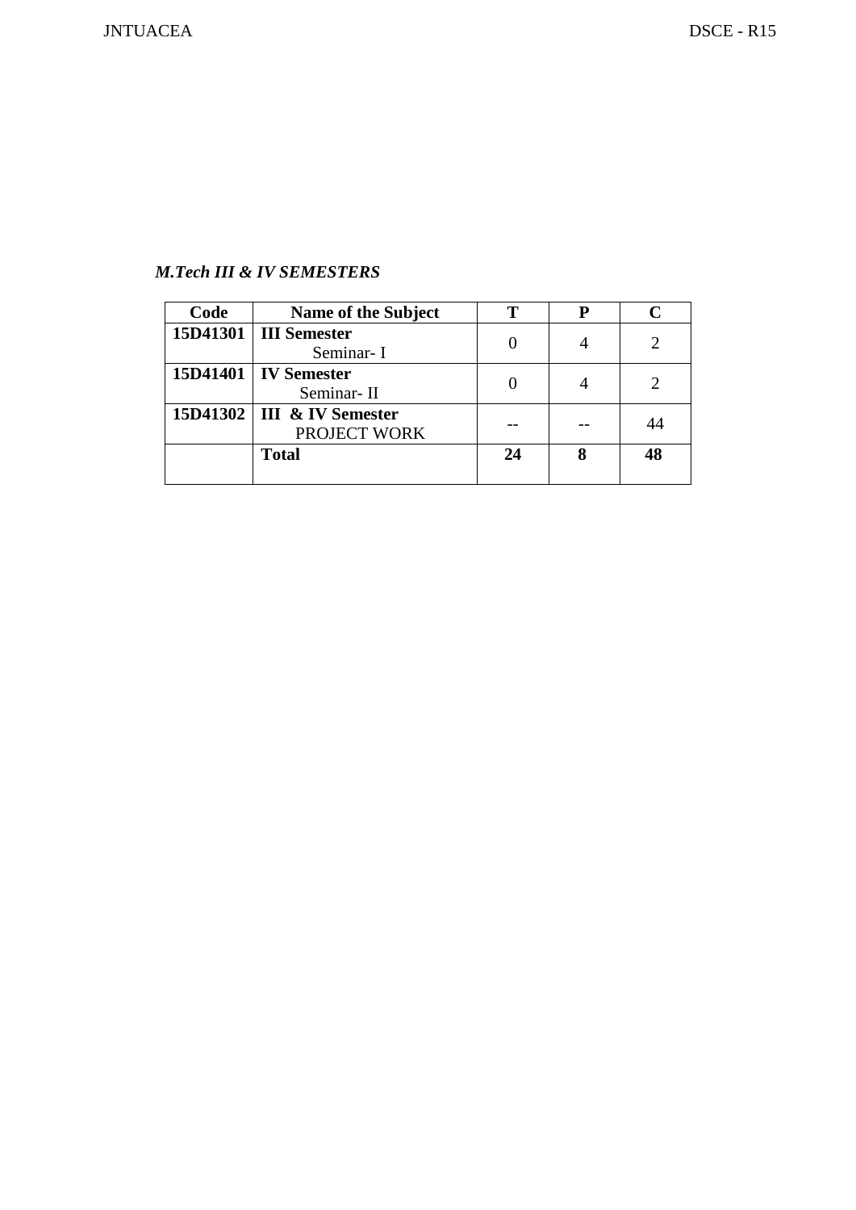*M.Tech III & IV SEMESTERS*

| Code | Name of the Subject | T | P | C |
|---|---|---|---|---|
| 15D41301 | **III Semester** Seminar- I | 0 | 4 | 2 |
| 15D41401 | **IV Semester** Seminar- II | 0 | 4 | 2 |
| 15D41302 | **III & IV Semester** PROJECT WORK | -- | -- | 44 |
| | **Total** | **24** | **8** | **48** |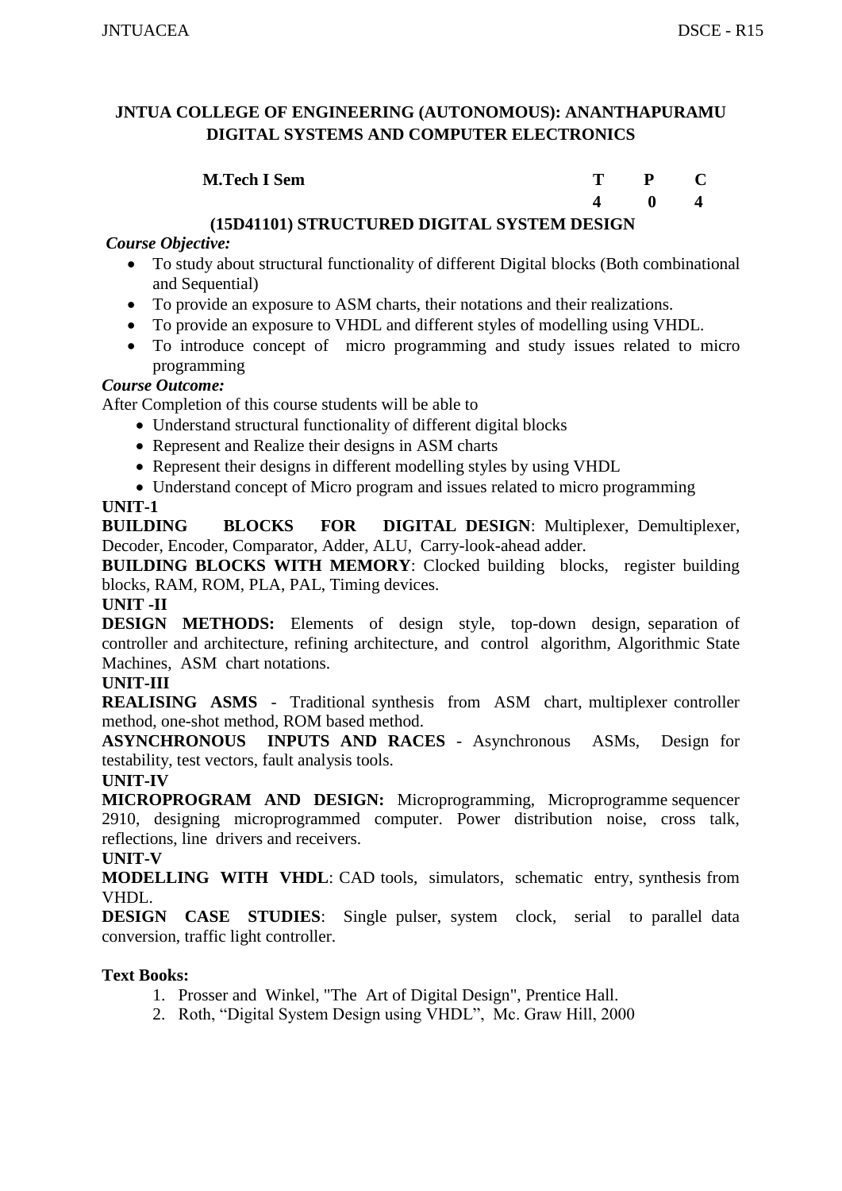**JNTUA COLLEGE OF ENGINEERING (AUTONOMOUS): ANANTHAPURAMU**
**DIGITAL SYSTEMS AND COMPUTER ELECTRONICS**

| **M.Tech I Sem** | **T** | **P** | **C** |
|---|---|---|---|
| | **4** | **0** | **4** |

## (15D41101) STRUCTURED DIGITAL SYSTEM DESIGN

***Course Objective:***

- To study about structural functionality of different Digital blocks (Both combinational and Sequential)
- To provide an exposure to ASM charts, their notations and their realizations.
- To provide an exposure to VHDL and different styles of modelling using VHDL.
- To introduce concept of micro programming and study issues related to micro programming

***Course Outcome:***

After Completion of this course students will be able to

- Understand structural functionality of different digital blocks
- Represent and Realize their designs in ASM charts
- Represent their designs in different modelling styles by using VHDL
- Understand concept of Micro program and issues related to micro programming

**UNIT-1**

**BUILDING BLOCKS FOR DIGITAL DESIGN**: Multiplexer, Demultiplexer, Decoder, Encoder, Comparator, Adder, ALU, Carry-look-ahead adder.

**BUILDING BLOCKS WITH MEMORY**: Clocked building blocks, register building blocks, RAM, ROM, PLA, PAL, Timing devices.

**UNIT -II**

**DESIGN METHODS:** Elements of design style, top-down design, separation of controller and architecture, refining architecture, and control algorithm, Algorithmic State Machines, ASM chart notations.

**UNIT-III**

**REALISING ASMS** - Traditional synthesis from ASM chart, multiplexer controller method, one-shot method, ROM based method.

**ASYNCHRONOUS INPUTS AND RACES** - Asynchronous ASMs, Design for testability, test vectors, fault analysis tools.

**UNIT-IV**

**MICROPROGRAM AND DESIGN:** Microprogramming, Microprogramme sequencer 2910, designing microprogrammed computer. Power distribution noise, cross talk, reflections, line drivers and receivers.

**UNIT-V**

**MODELLING WITH VHDL**: CAD tools, simulators, schematic entry, synthesis from VHDL.

**DESIGN CASE STUDIES**: Single pulser, system clock, serial to parallel data conversion, traffic light controller.

**Text Books:**

1. Prosser and Winkel, "The Art of Digital Design", Prentice Hall.
2. Roth, "Digital System Design using VHDL", Mc. Graw Hill, 2000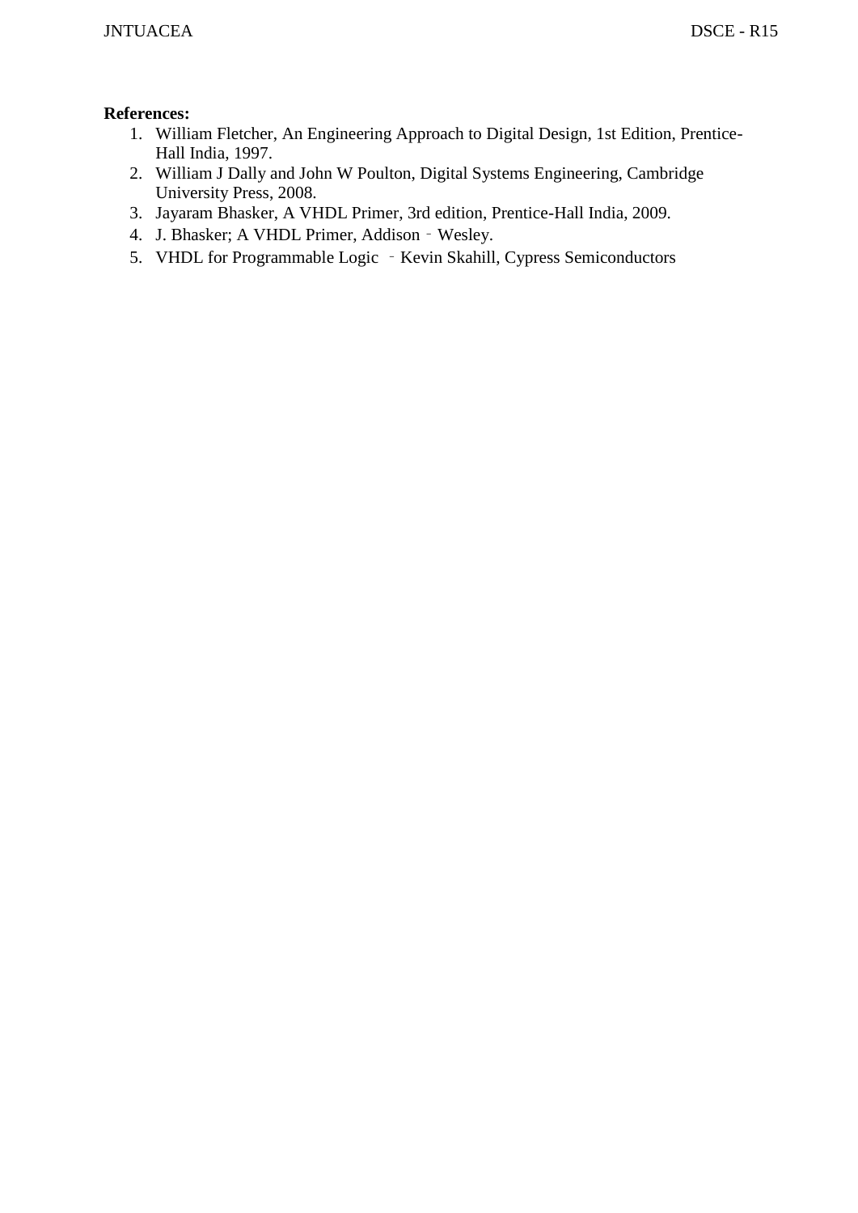**References:**

1. William Fletcher, An Engineering Approach to Digital Design, 1st Edition, Prentice-Hall India, 1997.
2. William J Dally and John W Poulton, Digital Systems Engineering, Cambridge University Press, 2008.
3. Jayaram Bhasker, A VHDL Primer, 3rd edition, Prentice-Hall India, 2009.
4. J. Bhasker; A VHDL Primer, Addison – Wesley.
5. VHDL for Programmable Logic – Kevin Skahill, Cypress Semiconductors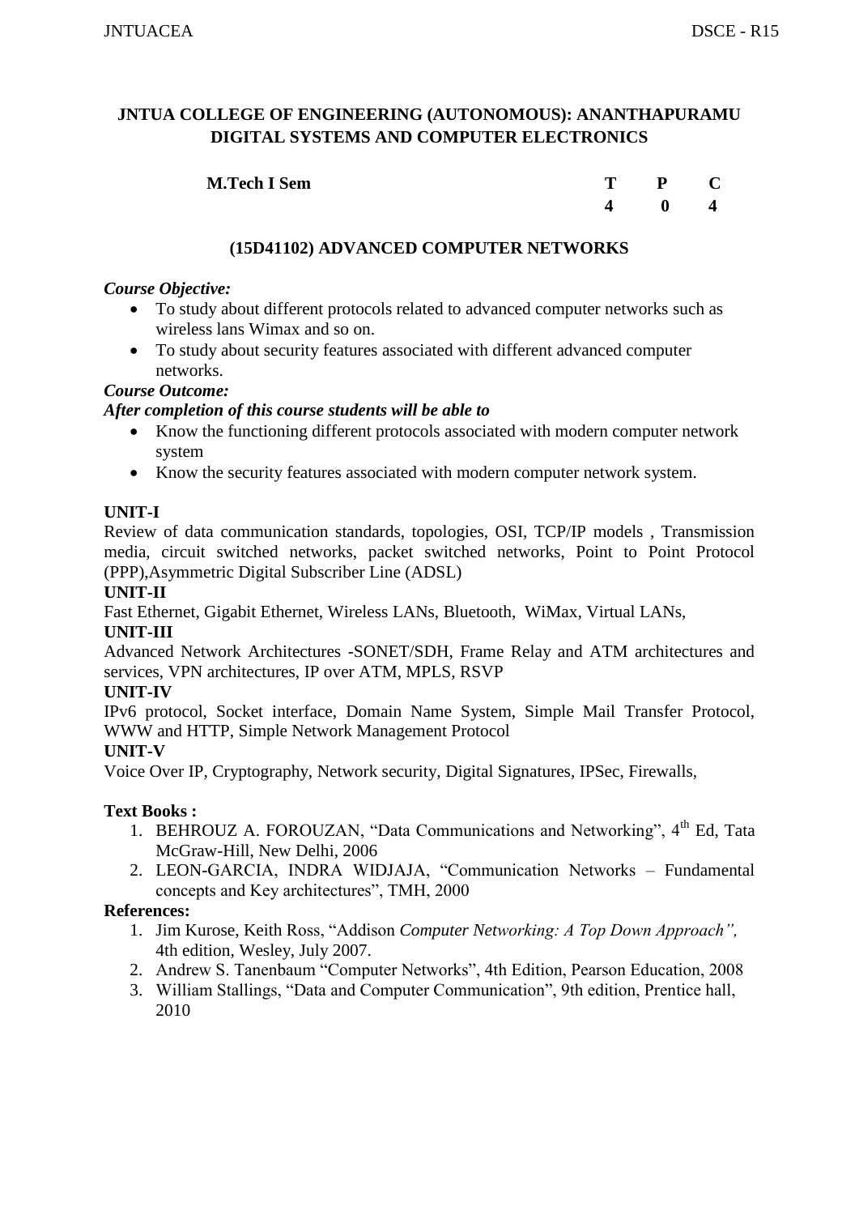**JNTUA COLLEGE OF ENGINEERING (AUTONOMOUS): ANANTHAPURAMU**
**DIGITAL SYSTEMS AND COMPUTER ELECTRONICS**

| **M.Tech I Sem** | **T** | **P** | **C** |
|---|---|---|---|
| | **4** | **0** | **4** |

## (15D41102) ADVANCED COMPUTER NETWORKS

***Course Objective:***

- To study about different protocols related to advanced computer networks such as wireless lans Wimax and so on.
- To study about security features associated with different advanced computer networks.

***Course Outcome:***

***After completion of this course students will be able to***

- Know the functioning different protocols associated with modern computer network system
- Know the security features associated with modern computer network system.

**UNIT-I**

Review of data communication standards, topologies, OSI, TCP/IP models , Transmission media, circuit switched networks, packet switched networks, Point to Point Protocol (PPP),Asymmetric Digital Subscriber Line (ADSL)

**UNIT-II**

Fast Ethernet, Gigabit Ethernet, Wireless LANs, Bluetooth, WiMax, Virtual LANs,

**UNIT-III**

Advanced Network Architectures -SONET/SDH, Frame Relay and ATM architectures and services, VPN architectures, IP over ATM, MPLS, RSVP

**UNIT-IV**

IPv6 protocol, Socket interface, Domain Name System, Simple Mail Transfer Protocol, WWW and HTTP, Simple Network Management Protocol

**UNIT-V**

Voice Over IP, Cryptography, Network security, Digital Signatures, IPSec, Firewalls,

**Text Books :**

1. BEHROUZ A. FOROUZAN, "Data Communications and Networking", 4th Ed, Tata McGraw-Hill, New Delhi, 2006
2. LEON-GARCIA, INDRA WIDJAJA, "Communication Networks – Fundamental concepts and Key architectures", TMH, 2000

**References:**

1. Jim Kurose, Keith Ross, "Addison *Computer Networking: A Top Down Approach",* 4th edition, Wesley, July 2007.
2. Andrew S. Tanenbaum "Computer Networks", 4th Edition, Pearson Education, 2008
3. William Stallings, "Data and Computer Communication", 9th edition, Prentice hall, 2010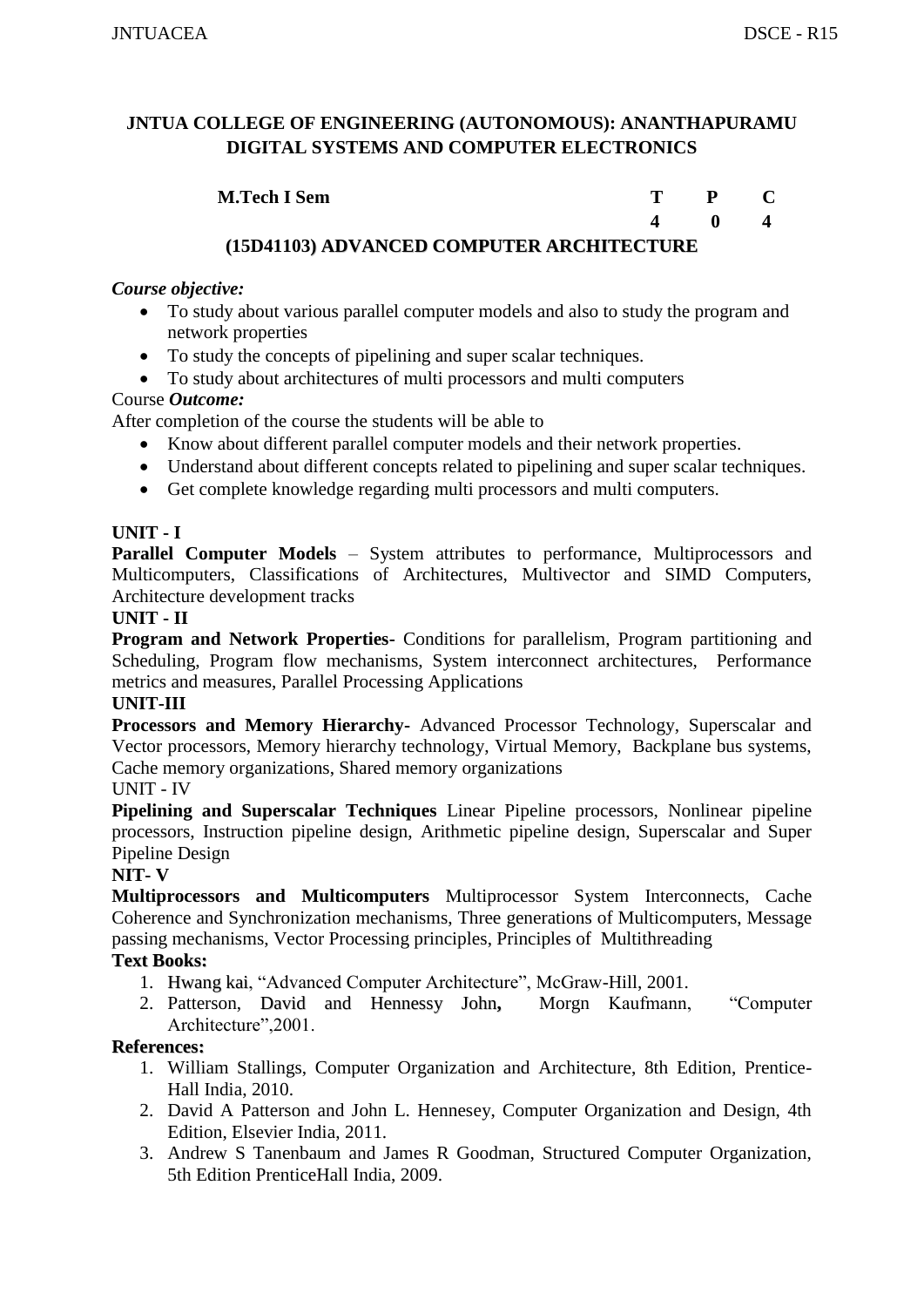**JNTUA COLLEGE OF ENGINEERING (AUTONOMOUS): ANANTHAPURAMU**
**DIGITAL SYSTEMS AND COMPUTER ELECTRONICS**

| **M.Tech I Sem** | **T** | **P** | **C** |
|---|---|---|---|
| | **4** | **0** | **4** |

**(15D41103) ADVANCED COMPUTER ARCHITECTURE**

***Course objective:***

- To study about various parallel computer models and also to study the program and network properties
- To study the concepts of pipelining and super scalar techniques.
- To study about architectures of multi processors and multi computers

Course ***Outcome:***

After completion of the course the students will be able to

- Know about different parallel computer models and their network properties.
- Understand about different concepts related to pipelining and super scalar techniques.
- Get complete knowledge regarding multi processors and multi computers.

**UNIT - I**

**Parallel Computer Models** – System attributes to performance, Multiprocessors and Multicomputers, Classifications of Architectures, Multivector and SIMD Computers, Architecture development tracks

**UNIT - II**

**Program and Network Properties-** Conditions for parallelism, Program partitioning and Scheduling, Program flow mechanisms, System interconnect architectures, Performance metrics and measures, Parallel Processing Applications

**UNIT-III**

**Processors and Memory Hierarchy-** Advanced Processor Technology, Superscalar and Vector processors, Memory hierarchy technology, Virtual Memory, Backplane bus systems, Cache memory organizations, Shared memory organizations

UNIT - IV

**Pipelining and Superscalar Techniques** Linear Pipeline processors, Nonlinear pipeline processors, Instruction pipeline design, Arithmetic pipeline design, Superscalar and Super Pipeline Design

**NIT- V**

**Multiprocessors and Multicomputers** Multiprocessor System Interconnects, Cache Coherence and Synchronization mechanisms, Three generations of Multicomputers, Message passing mechanisms, Vector Processing principles, Principles of Multithreading

**Text Books:**

1. Hwang kai, "Advanced Computer Architecture", McGraw-Hill, 2001.
2. Patterson, David and Hennessy John**,** Morgn Kaufmann, "Computer Architecture",2001.

**References:**

1. William Stallings, Computer Organization and Architecture, 8th Edition, Prentice-Hall India, 2010.
2. David A Patterson and John L. Hennesey, Computer Organization and Design, 4th Edition, Elsevier India, 2011.
3. Andrew S Tanenbaum and James R Goodman, Structured Computer Organization, 5th Edition PrenticeHall India, 2009.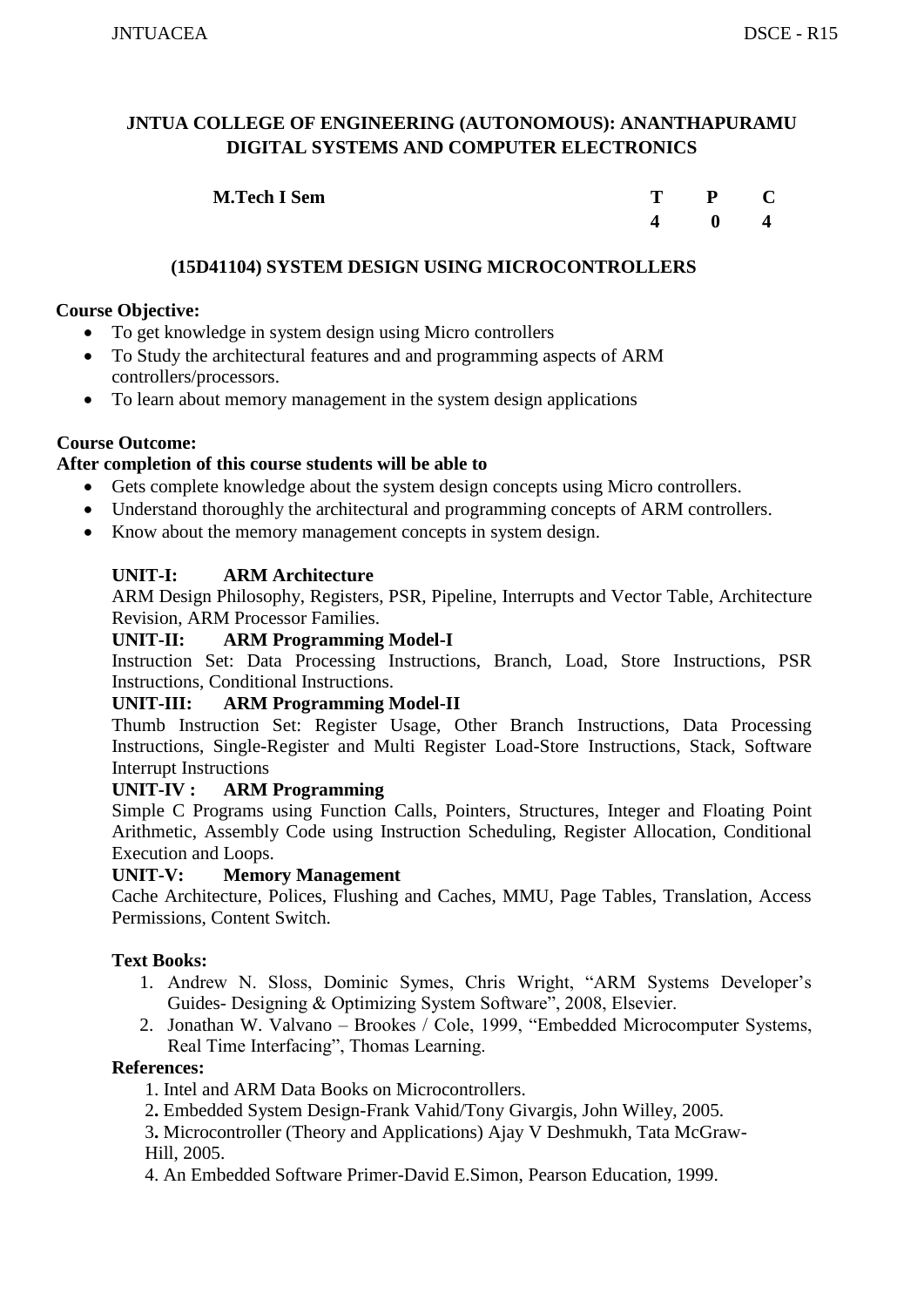## JNTUA COLLEGE OF ENGINEERING (AUTONOMOUS): ANANTHAPURAMU
## DIGITAL SYSTEMS AND COMPUTER ELECTRONICS

| M.Tech I Sem | T | P | C |
|---|---|---|---|
| | 4 | 0 | 4 |

### (15D41104) SYSTEM DESIGN USING MICROCONTROLLERS

**Course Objective:**

- To get knowledge in system design using Micro controllers
- To Study the architectural features and and programming aspects of ARM controllers/processors.
- To learn about memory management in the system design applications

**Course Outcome:**

**After completion of this course students will be able to**

- Gets complete knowledge about the system design concepts using Micro controllers.
- Understand thoroughly the architectural and programming concepts of ARM controllers.
- Know about the memory management concepts in system design.

**UNIT-I: ARM Architecture**

ARM Design Philosophy, Registers, PSR, Pipeline, Interrupts and Vector Table, Architecture Revision, ARM Processor Families.

**UNIT-II: ARM Programming Model-I**

Instruction Set: Data Processing Instructions, Branch, Load, Store Instructions, PSR Instructions, Conditional Instructions.

**UNIT-III: ARM Programming Model-II**

Thumb Instruction Set: Register Usage, Other Branch Instructions, Data Processing Instructions, Single-Register and Multi Register Load-Store Instructions, Stack, Software Interrupt Instructions

**UNIT-IV : ARM Programming**

Simple C Programs using Function Calls, Pointers, Structures, Integer and Floating Point Arithmetic, Assembly Code using Instruction Scheduling, Register Allocation, Conditional Execution and Loops.

**UNIT-V: Memory Management**

Cache Architecture, Polices, Flushing and Caches, MMU, Page Tables, Translation, Access Permissions, Content Switch.

**Text Books:**

1. Andrew N. Sloss, Dominic Symes, Chris Wright, "ARM Systems Developer's Guides- Designing & Optimizing System Software", 2008, Elsevier.
2. Jonathan W. Valvano – Brookes / Cole, 1999, "Embedded Microcomputer Systems, Real Time Interfacing", Thomas Learning.

**References:**

1. Intel and ARM Data Books on Microcontrollers.
2. Embedded System Design-Frank Vahid/Tony Givargis, John Willey, 2005.
3. Microcontroller (Theory and Applications) Ajay V Deshmukh, Tata McGraw-Hill, 2005.
4. An Embedded Software Primer-David E.Simon, Pearson Education, 1999.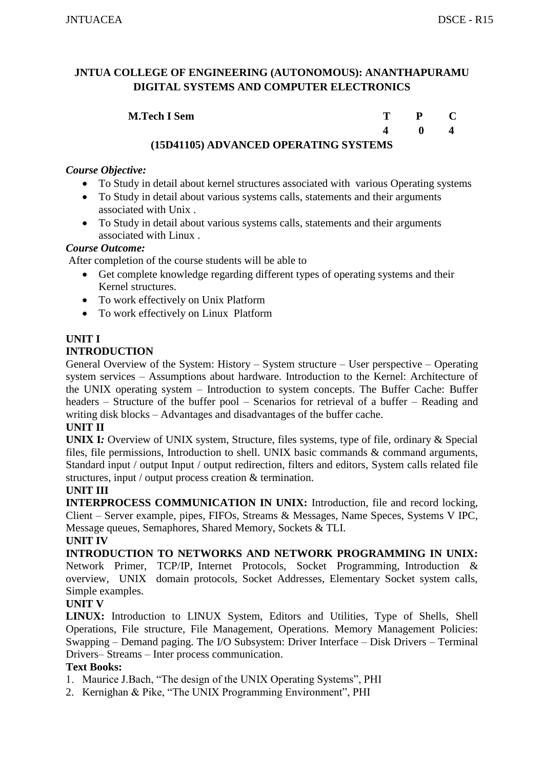## JNTUA COLLEGE OF ENGINEERING (AUTONOMOUS): ANANTHAPURAMU
## DIGITAL SYSTEMS AND COMPUTER ELECTRONICS

| **M.Tech I Sem** | **T** | **P** | **C** |
|---|---|---|---|
| | **4** | **0** | **4** |

### (15D41105) ADVANCED OPERATING SYSTEMS

***Course Objective:***

- To Study in detail about kernel structures associated with various Operating systems
- To Study in detail about various systems calls, statements and their arguments associated with Unix .
- To Study in detail about various systems calls, statements and their arguments associated with Linux .

***Course Outcome:***

After completion of the course students will be able to

- Get complete knowledge regarding different types of operating systems and their Kernel structures.
- To work effectively on Unix Platform
- To work effectively on Linux Platform

**UNIT I**

**INTRODUCTION**

General Overview of the System: History – System structure – User perspective – Operating system services – Assumptions about hardware. Introduction to the Kernel: Architecture of the UNIX operating system – Introduction to system concepts. The Buffer Cache: Buffer headers – Structure of the buffer pool – Scenarios for retrieval of a buffer – Reading and writing disk blocks – Advantages and disadvantages of the buffer cache.

**UNIT II**

**UNIX I***:* Overview of UNIX system, Structure, files systems, type of file, ordinary & Special files, file permissions, Introduction to shell. UNIX basic commands & command arguments, Standard input / output Input / output redirection, filters and editors, System calls related file structures, input / output process creation & termination.

**UNIT III**

**INTERPROCESS COMMUNICATION IN UNIX:** Introduction, file and record locking, Client – Server example, pipes, FIFOs, Streams & Messages, Name Speces, Systems V IPC, Message queues, Semaphores, Shared Memory, Sockets & TLI.

**UNIT IV**

**INTRODUCTION TO NETWORKS AND NETWORK PROGRAMMING IN UNIX:** Network Primer, TCP/IP, Internet Protocols, Socket Programming, Introduction & overview, UNIX domain protocols, Socket Addresses, Elementary Socket system calls, Simple examples.

**UNIT V**

**LINUX:** Introduction to LINUX System, Editors and Utilities, Type of Shells, Shell Operations, File structure, File Management, Operations. Memory Management Policies: Swapping – Demand paging. The I/O Subsystem: Driver Interface – Disk Drivers – Terminal Drivers– Streams – Inter process communication.

**Text Books:**

1. Maurice J.Bach, "The design of the UNIX Operating Systems", PHI
2. Kernighan & Pike, "The UNIX Programming Environment", PHI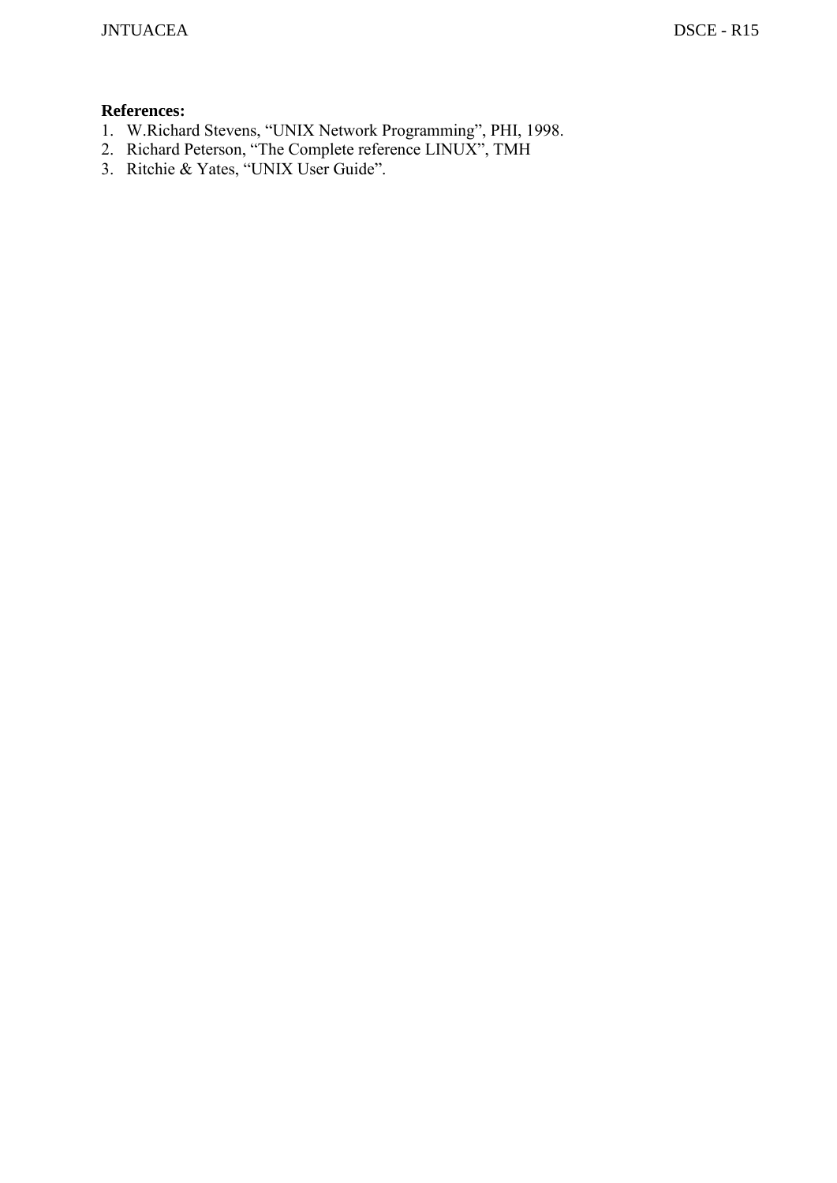**References:**

1. W.Richard Stevens, “UNIX Network Programming”, PHI, 1998.
2. Richard Peterson, “The Complete reference LINUX”, TMH
3. Ritchie & Yates, “UNIX User Guide”.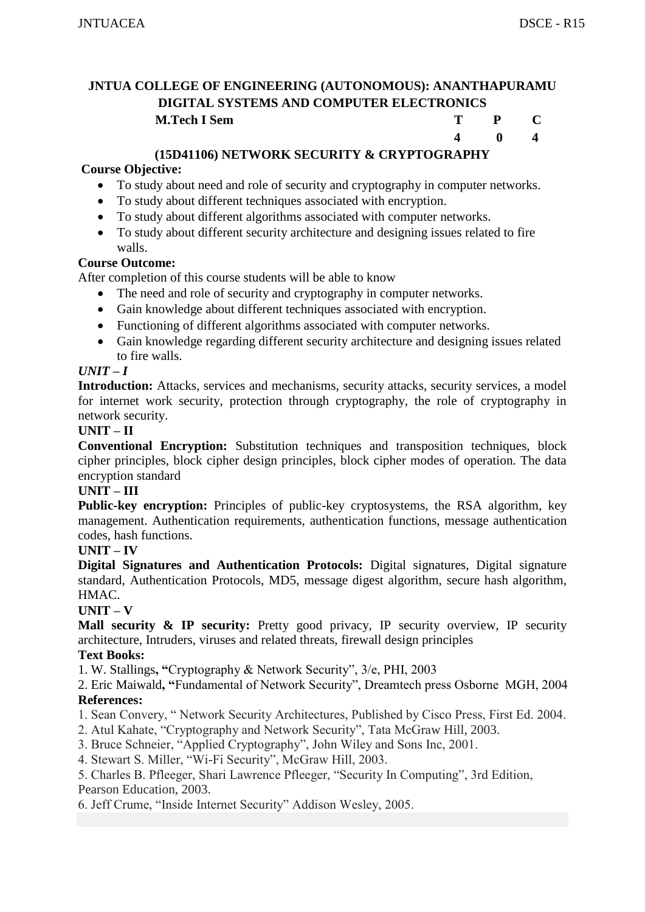# JNTUA COLLEGE OF ENGINEERING (AUTONOMOUS): ANANTHAPURAMU

## DIGITAL SYSTEMS AND COMPUTER ELECTRONICS

| **M.Tech I Sem** | **T** | **P** | **C** |
|---|---|---|---|
| | **4** | **0** | **4** |

### (15D41106) NETWORK SECURITY & CRYPTOGRAPHY

**Course Objective:**

- To study about need and role of security and cryptography in computer networks.
- To study about different techniques associated with encryption.
- To study about different algorithms associated with computer networks.
- To study about different security architecture and designing issues related to fire walls.

**Course Outcome:**

After completion of this course students will be able to know

- The need and role of security and cryptography in computer networks.
- Gain knowledge about different techniques associated with encryption.
- Functioning of different algorithms associated with computer networks.
- Gain knowledge regarding different security architecture and designing issues related to fire walls.

***UNIT – I***

**Introduction:** Attacks, services and mechanisms, security attacks, security services, a model for internet work security, protection through cryptography, the role of cryptography in network security.

**UNIT – II**

**Conventional Encryption:** Substitution techniques and transposition techniques, block cipher principles, block cipher design principles, block cipher modes of operation. The data encryption standard

**UNIT – III**

**Public-key encryption:** Principles of public-key cryptosystems, the RSA algorithm, key management. Authentication requirements, authentication functions, message authentication codes, hash functions.

**UNIT – IV**

**Digital Signatures and Authentication Protocols:** Digital signatures, Digital signature standard, Authentication Protocols, MD5, message digest algorithm, secure hash algorithm, HMAC.

**UNIT – V**

**Mall security & IP security:** Pretty good privacy, IP security overview, IP security architecture, Intruders, viruses and related threats, firewall design principles

**Text Books:**

1. W. Stallings**, "**Cryptography & Network Security", 3/e, PHI, 2003
2. Eric Maiwald**, "**Fundamental of Network Security", Dreamtech press Osborne MGH, 2004

**References:**

1. Sean Convery, " Network Security Architectures, Published by Cisco Press, First Ed. 2004.
2. Atul Kahate, "Cryptography and Network Security", Tata McGraw Hill, 2003.
3. Bruce Schneier, "Applied Cryptography", John Wiley and Sons Inc, 2001.
4. Stewart S. Miller, "Wi-Fi Security", McGraw Hill, 2003.
5. Charles B. Pfleeger, Shari Lawrence Pfleeger, "Security In Computing", 3rd Edition, Pearson Education, 2003.
6. Jeff Crume, "Inside Internet Security" Addison Wesley, 2005.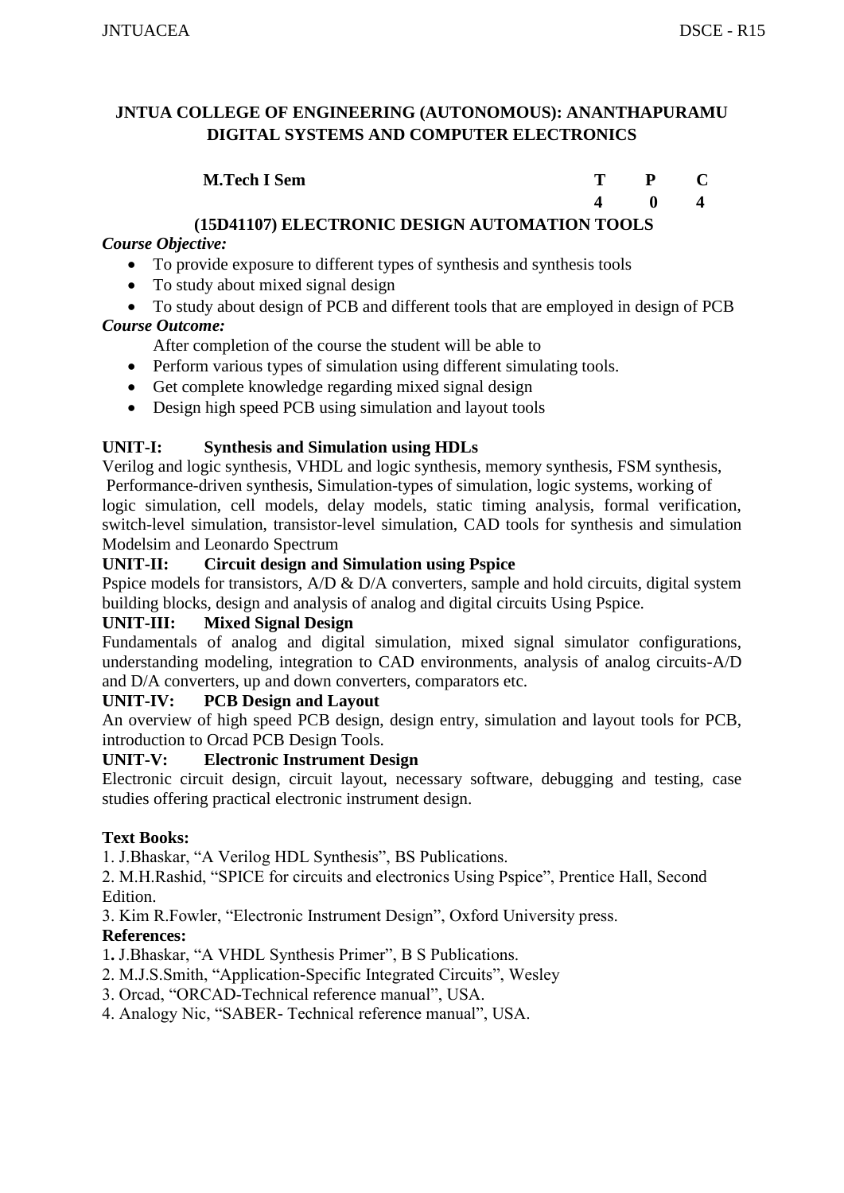**JNTUA COLLEGE OF ENGINEERING (AUTONOMOUS): ANANTHAPURAMU**
**DIGITAL SYSTEMS AND COMPUTER ELECTRONICS**

| **M.Tech I Sem** | **T** | **P** | **C** |
|---|---|---|---|
| | **4** | **0** | **4** |

## (15D41107) ELECTRONIC DESIGN AUTOMATION TOOLS

***Course Objective:***

- To provide exposure to different types of synthesis and synthesis tools
- To study about mixed signal design
- To study about design of PCB and different tools that are employed in design of PCB

***Course Outcome:***

After completion of the course the student will be able to

- Perform various types of simulation using different simulating tools.
- Get complete knowledge regarding mixed signal design
- Design high speed PCB using simulation and layout tools

**UNIT-I: Synthesis and Simulation using HDLs**

Verilog and logic synthesis, VHDL and logic synthesis, memory synthesis, FSM synthesis, Performance-driven synthesis, Simulation-types of simulation, logic systems, working of logic simulation, cell models, delay models, static timing analysis, formal verification, switch-level simulation, transistor-level simulation, CAD tools for synthesis and simulation Modelsim and Leonardo Spectrum

**UNIT-II: Circuit design and Simulation using Pspice**

Pspice models for transistors, A/D & D/A converters, sample and hold circuits, digital system building blocks, design and analysis of analog and digital circuits Using Pspice.

**UNIT-III: Mixed Signal Design**

Fundamentals of analog and digital simulation, mixed signal simulator configurations, understanding modeling, integration to CAD environments, analysis of analog circuits-A/D and D/A converters, up and down converters, comparators etc.

**UNIT-IV: PCB Design and Layout**

An overview of high speed PCB design, design entry, simulation and layout tools for PCB, introduction to Orcad PCB Design Tools.

**UNIT-V: Electronic Instrument Design**

Electronic circuit design, circuit layout, necessary software, debugging and testing, case studies offering practical electronic instrument design.

**Text Books:**

1. J.Bhaskar, "A Verilog HDL Synthesis", BS Publications.
2. M.H.Rashid, "SPICE for circuits and electronics Using Pspice", Prentice Hall, Second Edition.
3. Kim R.Fowler, "Electronic Instrument Design", Oxford University press.

**References:**

1. J.Bhaskar, "A VHDL Synthesis Primer", B S Publications.
2. M.J.S.Smith, "Application-Specific Integrated Circuits", Wesley
3. Orcad, "ORCAD-Technical reference manual", USA.
4. Analogy Nic, "SABER- Technical reference manual", USA.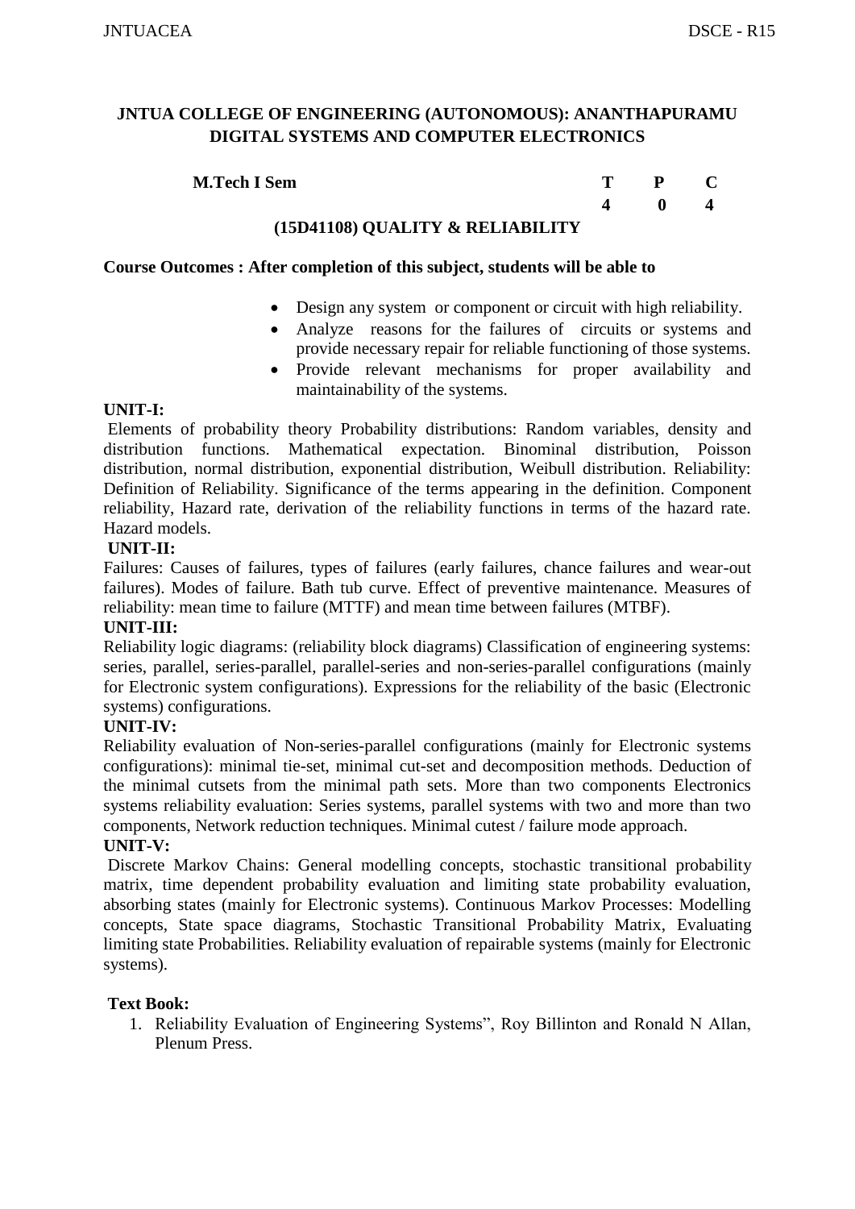**JNTUA COLLEGE OF ENGINEERING (AUTONOMOUS): ANANTHAPURAMU**
**DIGITAL SYSTEMS AND COMPUTER ELECTRONICS**

| **M.Tech I Sem** | **T** | **P** | **C** |
|---|---|---|---|
| | **4** | **0** | **4** |

**(15D41108) QUALITY & RELIABILITY**

**Course Outcomes : After completion of this subject, students will be able to**

- Design any system or component or circuit with high reliability.
- Analyze reasons for the failures of circuits or systems and provide necessary repair for reliable functioning of those systems.
- Provide relevant mechanisms for proper availability and maintainability of the systems.

**UNIT-I:**

Elements of probability theory Probability distributions: Random variables, density and distribution functions. Mathematical expectation. Binominal distribution, Poisson distribution, normal distribution, exponential distribution, Weibull distribution. Reliability: Definition of Reliability. Significance of the terms appearing in the definition. Component reliability, Hazard rate, derivation of the reliability functions in terms of the hazard rate. Hazard models.

**UNIT-II:**

Failures: Causes of failures, types of failures (early failures, chance failures and wear-out failures). Modes of failure. Bath tub curve. Effect of preventive maintenance. Measures of reliability: mean time to failure (MTTF) and mean time between failures (MTBF).

**UNIT-III:**

Reliability logic diagrams: (reliability block diagrams) Classification of engineering systems: series, parallel, series-parallel, parallel-series and non-series-parallel configurations (mainly for Electronic system configurations). Expressions for the reliability of the basic (Electronic systems) configurations.

**UNIT-IV:**

Reliability evaluation of Non-series-parallel configurations (mainly for Electronic systems configurations): minimal tie-set, minimal cut-set and decomposition methods. Deduction of the minimal cutsets from the minimal path sets. More than two components Electronics systems reliability evaluation: Series systems, parallel systems with two and more than two components, Network reduction techniques. Minimal cutest / failure mode approach.

**UNIT-V:**

Discrete Markov Chains: General modelling concepts, stochastic transitional probability matrix, time dependent probability evaluation and limiting state probability evaluation, absorbing states (mainly for Electronic systems). Continuous Markov Processes: Modelling concepts, State space diagrams, Stochastic Transitional Probability Matrix, Evaluating limiting state Probabilities. Reliability evaluation of repairable systems (mainly for Electronic systems).

**Text Book:**

1. Reliability Evaluation of Engineering Systems", Roy Billinton and Ronald N Allan, Plenum Press.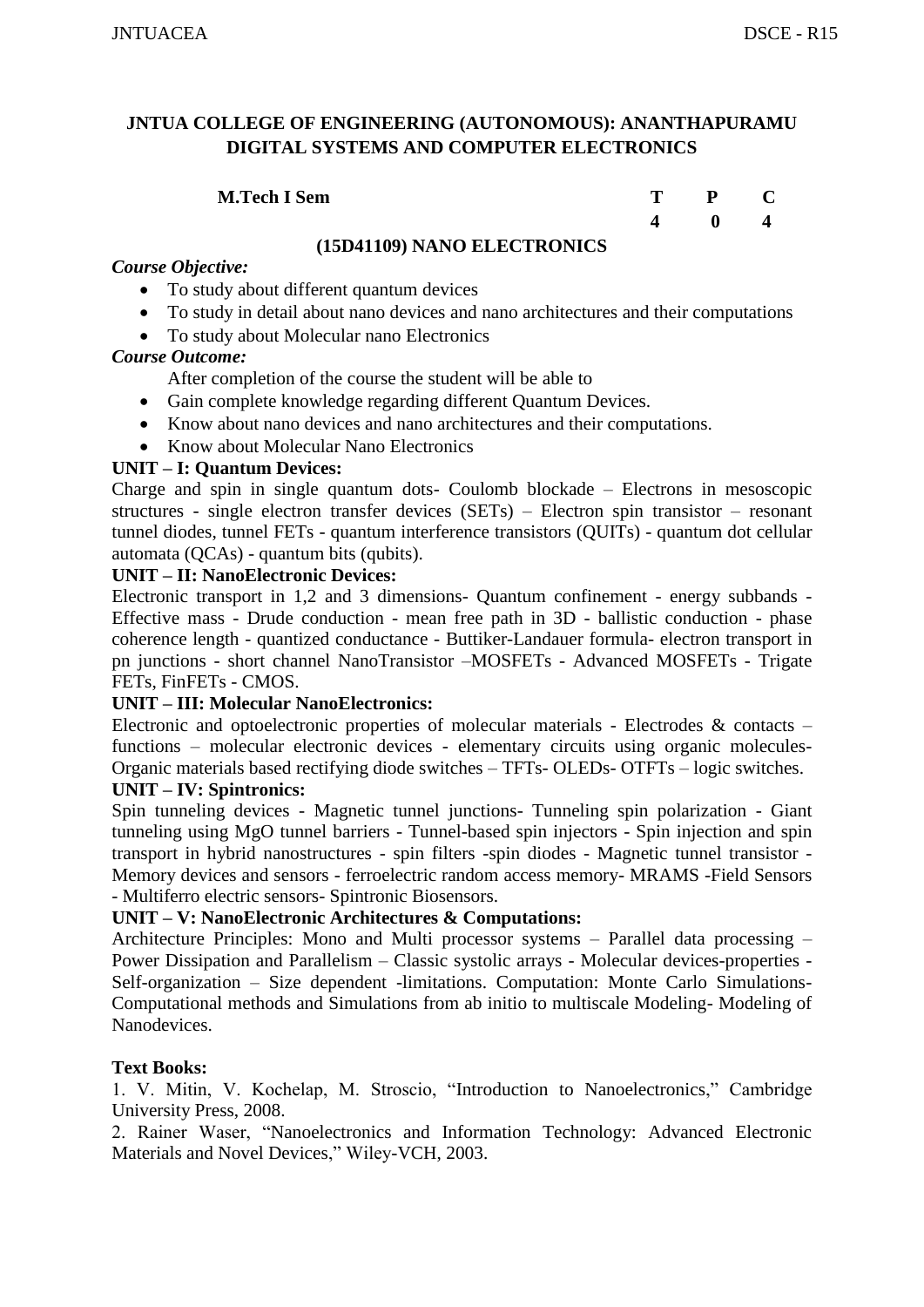## JNTUA COLLEGE OF ENGINEERING (AUTONOMOUS): ANANTHAPURAMU
## DIGITAL SYSTEMS AND COMPUTER ELECTRONICS

| M.Tech I Sem | T | P | C |
|---|---|---|---|
| | 4 | 0 | 4 |

### (15D41109) NANO ELECTRONICS

***Course Objective:***

- To study about different quantum devices
- To study in detail about nano devices and nano architectures and their computations
- To study about Molecular nano Electronics

***Course Outcome:***

After completion of the course the student will be able to

- Gain complete knowledge regarding different Quantum Devices.
- Know about nano devices and nano architectures and their computations.
- Know about Molecular Nano Electronics

**UNIT – I: Quantum Devices:**

Charge and spin in single quantum dots- Coulomb blockade – Electrons in mesoscopic structures - single electron transfer devices (SETs) – Electron spin transistor – resonant tunnel diodes, tunnel FETs - quantum interference transistors (QUITs) - quantum dot cellular automata (QCAs) - quantum bits (qubits).

**UNIT – II: NanoElectronic Devices:**

Electronic transport in 1,2 and 3 dimensions- Quantum confinement - energy subbands - Effective mass - Drude conduction - mean free path in 3D - ballistic conduction - phase coherence length - quantized conductance - Buttiker-Landauer formula- electron transport in pn junctions - short channel NanoTransistor –MOSFETs - Advanced MOSFETs - Trigate FETs, FinFETs - CMOS.

**UNIT – III: Molecular NanoElectronics:**

Electronic and optoelectronic properties of molecular materials - Electrodes & contacts – functions – molecular electronic devices - elementary circuits using organic molecules- Organic materials based rectifying diode switches – TFTs- OLEDs- OTFTs – logic switches.

**UNIT – IV: Spintronics:**

Spin tunneling devices - Magnetic tunnel junctions- Tunneling spin polarization - Giant tunneling using MgO tunnel barriers - Tunnel-based spin injectors - Spin injection and spin transport in hybrid nanostructures - spin filters -spin diodes - Magnetic tunnel transistor - Memory devices and sensors - ferroelectric random access memory- MRAMS -Field Sensors - Multiferro electric sensors- Spintronic Biosensors.

**UNIT – V: NanoElectronic Architectures & Computations:**

Architecture Principles: Mono and Multi processor systems – Parallel data processing – Power Dissipation and Parallelism – Classic systolic arrays - Molecular devices-properties - Self-organization – Size dependent -limitations. Computation: Monte Carlo Simulations- Computational methods and Simulations from ab initio to multiscale Modeling- Modeling of Nanodevices.

**Text Books:**

1. V. Mitin, V. Kochelap, M. Stroscio, "Introduction to Nanoelectronics," Cambridge University Press, 2008.
2. Rainer Waser, "Nanoelectronics and Information Technology: Advanced Electronic Materials and Novel Devices," Wiley-VCH, 2003.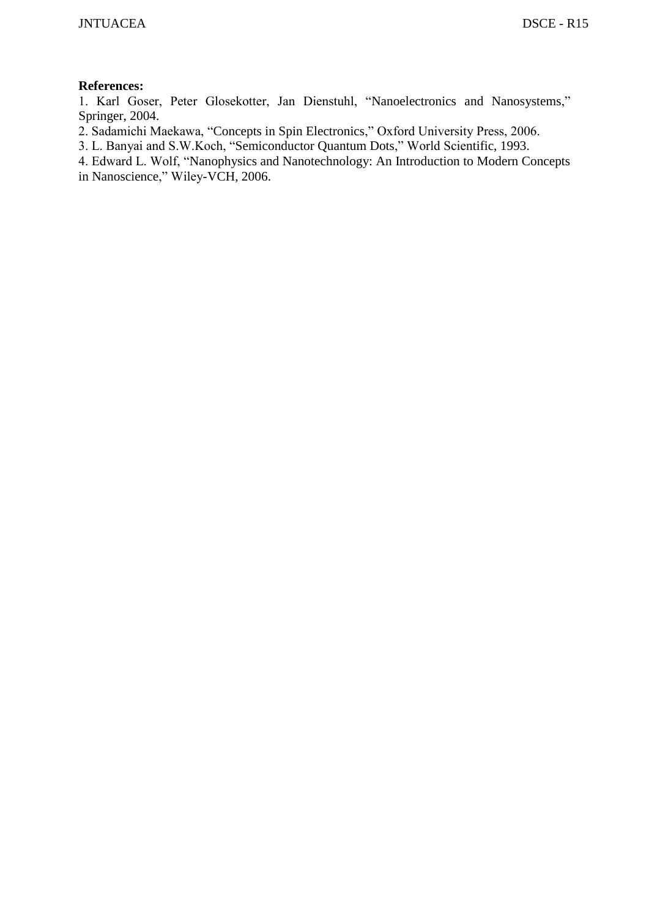**References:**

1. Karl Goser, Peter Glosekotter, Jan Dienstuhl, "Nanoelectronics and Nanosystems," Springer, 2004.
2. Sadamichi Maekawa, "Concepts in Spin Electronics," Oxford University Press, 2006.
3. L. Banyai and S.W.Koch, "Semiconductor Quantum Dots," World Scientific, 1993.
4. Edward L. Wolf, "Nanophysics and Nanotechnology: An Introduction to Modern Concepts in Nanoscience," Wiley-VCH, 2006.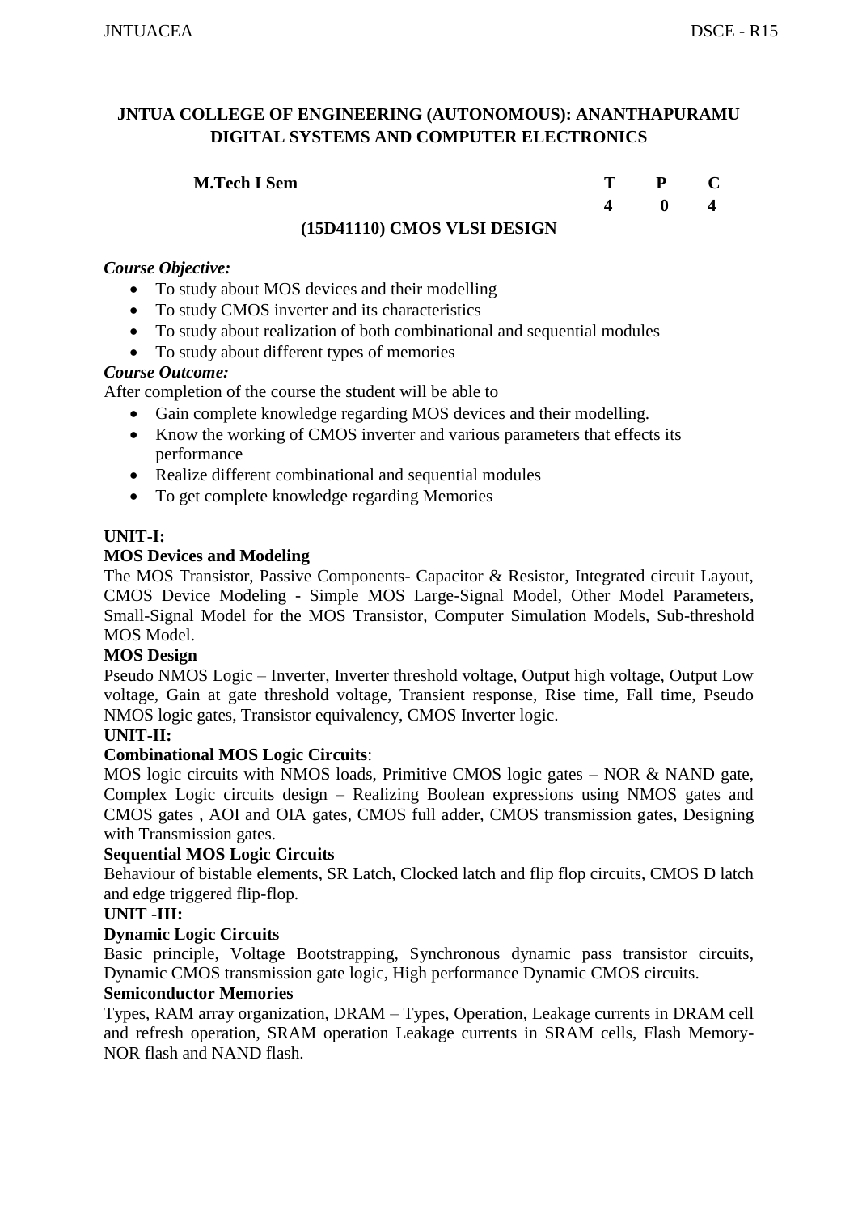**JNTUA COLLEGE OF ENGINEERING (AUTONOMOUS): ANANTHAPURAMU**
**DIGITAL SYSTEMS AND COMPUTER ELECTRONICS**

| **M.Tech I Sem** | **T** | **P** | **C** |
|---|---|---|---|
| | **4** | **0** | **4** |

**(15D41110) CMOS VLSI DESIGN**

***Course Objective:***

- To study about MOS devices and their modelling
- To study CMOS inverter and its characteristics
- To study about realization of both combinational and sequential modules
- To study about different types of memories

***Course Outcome:***

After completion of the course the student will be able to

- Gain complete knowledge regarding MOS devices and their modelling.
- Know the working of CMOS inverter and various parameters that effects its performance
- Realize different combinational and sequential modules
- To get complete knowledge regarding Memories

**UNIT-I:**

**MOS Devices and Modeling**

The MOS Transistor, Passive Components- Capacitor & Resistor, Integrated circuit Layout, CMOS Device Modeling - Simple MOS Large-Signal Model, Other Model Parameters, Small-Signal Model for the MOS Transistor, Computer Simulation Models, Sub-threshold MOS Model.

**MOS Design**

Pseudo NMOS Logic – Inverter, Inverter threshold voltage, Output high voltage, Output Low voltage, Gain at gate threshold voltage, Transient response, Rise time, Fall time, Pseudo NMOS logic gates, Transistor equivalency, CMOS Inverter logic.

**UNIT-II:**

**Combinational MOS Logic Circuits**:

MOS logic circuits with NMOS loads, Primitive CMOS logic gates – NOR & NAND gate, Complex Logic circuits design – Realizing Boolean expressions using NMOS gates and CMOS gates , AOI and OIA gates, CMOS full adder, CMOS transmission gates, Designing with Transmission gates.

**Sequential MOS Logic Circuits**

Behaviour of bistable elements, SR Latch, Clocked latch and flip flop circuits, CMOS D latch and edge triggered flip-flop.

**UNIT -III:**

**Dynamic Logic Circuits**

Basic principle, Voltage Bootstrapping, Synchronous dynamic pass transistor circuits, Dynamic CMOS transmission gate logic, High performance Dynamic CMOS circuits.

**Semiconductor Memories**

Types, RAM array organization, DRAM – Types, Operation, Leakage currents in DRAM cell and refresh operation, SRAM operation Leakage currents in SRAM cells, Flash Memory-NOR flash and NAND flash.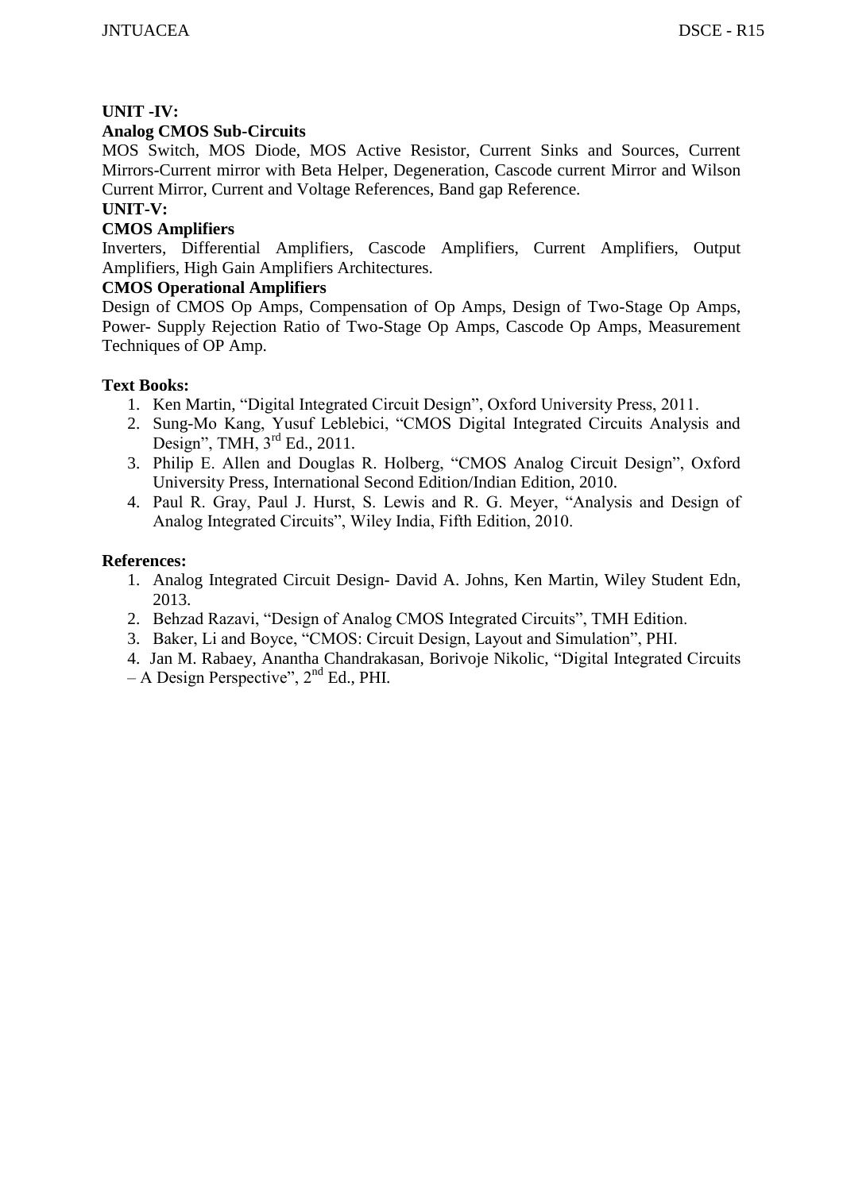**UNIT -IV:**

**Analog CMOS Sub-Circuits**

MOS Switch, MOS Diode, MOS Active Resistor, Current Sinks and Sources, Current Mirrors-Current mirror with Beta Helper, Degeneration, Cascode current Mirror and Wilson Current Mirror, Current and Voltage References, Band gap Reference.

**UNIT-V:**

**CMOS Amplifiers**

Inverters, Differential Amplifiers, Cascode Amplifiers, Current Amplifiers, Output Amplifiers, High Gain Amplifiers Architectures.

**CMOS Operational Amplifiers**

Design of CMOS Op Amps, Compensation of Op Amps, Design of Two-Stage Op Amps, Power- Supply Rejection Ratio of Two-Stage Op Amps, Cascode Op Amps, Measurement Techniques of OP Amp.

**Text Books:**

1. Ken Martin, "Digital Integrated Circuit Design", Oxford University Press, 2011.
2. Sung-Mo Kang, Yusuf Leblebici, "CMOS Digital Integrated Circuits Analysis and Design", TMH, 3rd Ed., 2011.
3. Philip E. Allen and Douglas R. Holberg, "CMOS Analog Circuit Design", Oxford University Press, International Second Edition/Indian Edition, 2010.
4. Paul R. Gray, Paul J. Hurst, S. Lewis and R. G. Meyer, "Analysis and Design of Analog Integrated Circuits", Wiley India, Fifth Edition, 2010.

**References:**

1. Analog Integrated Circuit Design- David A. Johns, Ken Martin, Wiley Student Edn, 2013.
2. Behzad Razavi, "Design of Analog CMOS Integrated Circuits", TMH Edition.
3. Baker, Li and Boyce, "CMOS: Circuit Design, Layout and Simulation", PHI.
4. Jan M. Rabaey, Anantha Chandrakasan, Borivoje Nikolic, "Digital Integrated Circuits – A Design Perspective", 2nd Ed., PHI.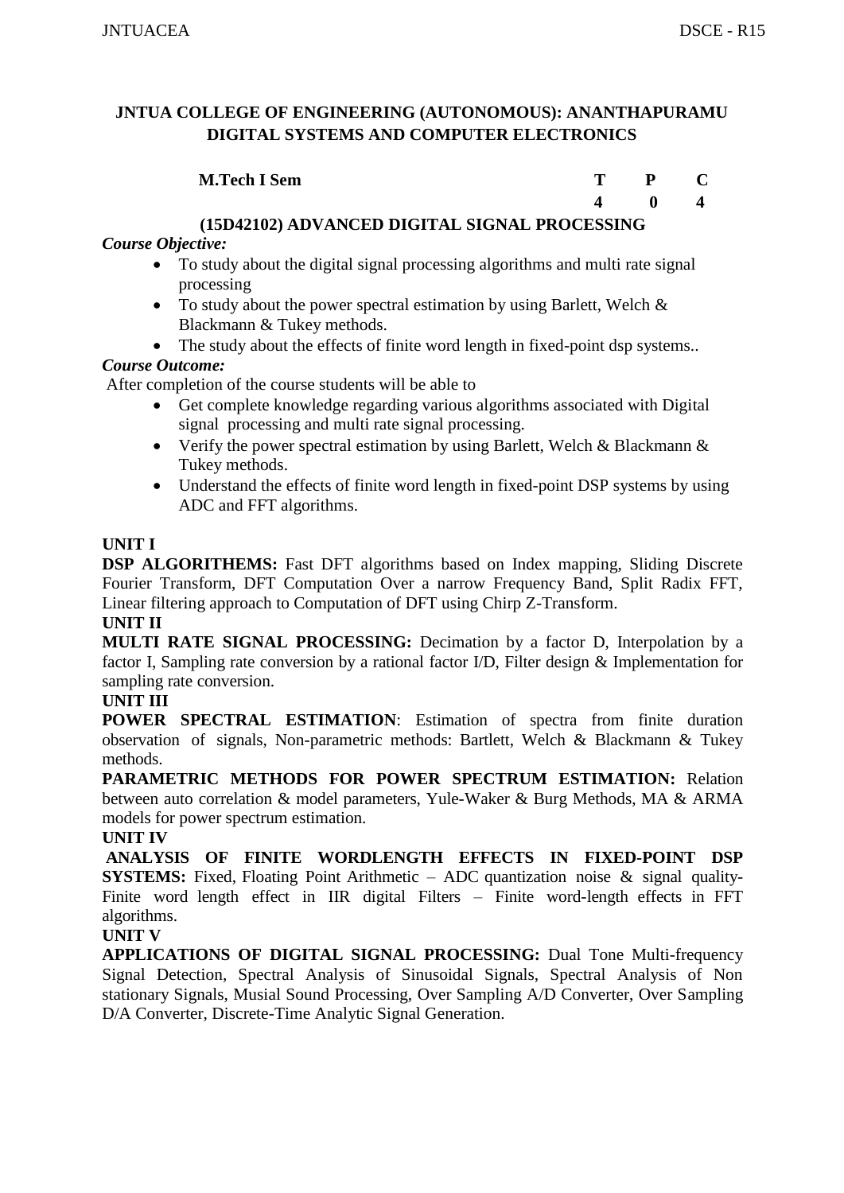**JNTUA COLLEGE OF ENGINEERING (AUTONOMOUS): ANANTHAPURAMU**
**DIGITAL SYSTEMS AND COMPUTER ELECTRONICS**

| M.Tech I Sem | T | P | C |
|---|---|---|---|
| | 4 | 0 | 4 |

**(15D42102) ADVANCED DIGITAL SIGNAL PROCESSING**

***Course Objective:***

- To study about the digital signal processing algorithms and multi rate signal processing
- To study about the power spectral estimation by using Barlett, Welch & Blackmann & Tukey methods.
- The study about the effects of finite word length in fixed-point dsp systems..

***Course Outcome:***

After completion of the course students will be able to

- Get complete knowledge regarding various algorithms associated with Digital signal processing and multi rate signal processing.
- Verify the power spectral estimation by using Barlett, Welch & Blackmann & Tukey methods.
- Understand the effects of finite word length in fixed-point DSP systems by using ADC and FFT algorithms.

**UNIT I**

**DSP ALGORITHEMS:** Fast DFT algorithms based on Index mapping, Sliding Discrete Fourier Transform, DFT Computation Over a narrow Frequency Band, Split Radix FFT, Linear filtering approach to Computation of DFT using Chirp Z-Transform.

**UNIT II**

**MULTI RATE SIGNAL PROCESSING:** Decimation by a factor D, Interpolation by a factor I, Sampling rate conversion by a rational factor I/D, Filter design & Implementation for sampling rate conversion.

**UNIT III**

**POWER SPECTRAL ESTIMATION**: Estimation of spectra from finite duration observation of signals, Non-parametric methods: Bartlett, Welch & Blackmann & Tukey methods.

**PARAMETRIC METHODS FOR POWER SPECTRUM ESTIMATION:** Relation between auto correlation & model parameters, Yule-Waker & Burg Methods, MA & ARMA models for power spectrum estimation.

**UNIT IV**

**ANALYSIS OF FINITE WORDLENGTH EFFECTS IN FIXED-POINT DSP SYSTEMS:** Fixed, Floating Point Arithmetic – ADC quantization noise & signal quality-Finite word length effect in IIR digital Filters – Finite word-length effects in FFT algorithms.

**UNIT V**

**APPLICATIONS OF DIGITAL SIGNAL PROCESSING:** Dual Tone Multi-frequency Signal Detection, Spectral Analysis of Sinusoidal Signals, Spectral Analysis of Non stationary Signals, Musial Sound Processing, Over Sampling A/D Converter, Over Sampling D/A Converter, Discrete-Time Analytic Signal Generation.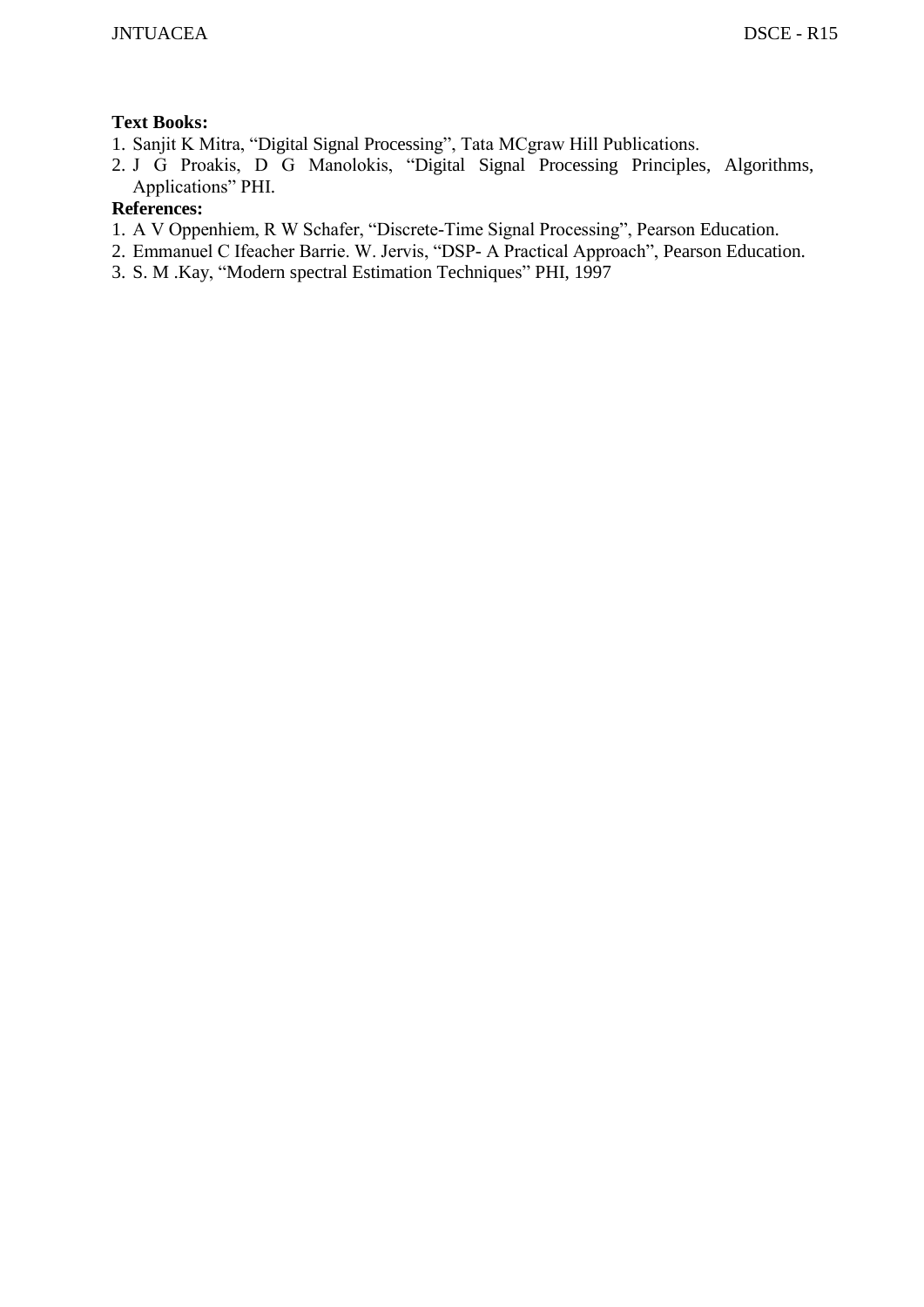**Text Books:**

1. Sanjit K Mitra, “Digital Signal Processing”, Tata MCgraw Hill Publications.
2. J G Proakis, D G Manolokis, “Digital Signal Processing Principles, Algorithms, Applications” PHI.

**References:**

1. A V Oppenhiem, R W Schafer, “Discrete-Time Signal Processing”, Pearson Education.
2. Emmanuel C Ifeacher Barrie. W. Jervis, “DSP- A Practical Approach”, Pearson Education.
3. S. M .Kay, “Modern spectral Estimation Techniques” PHI, 1997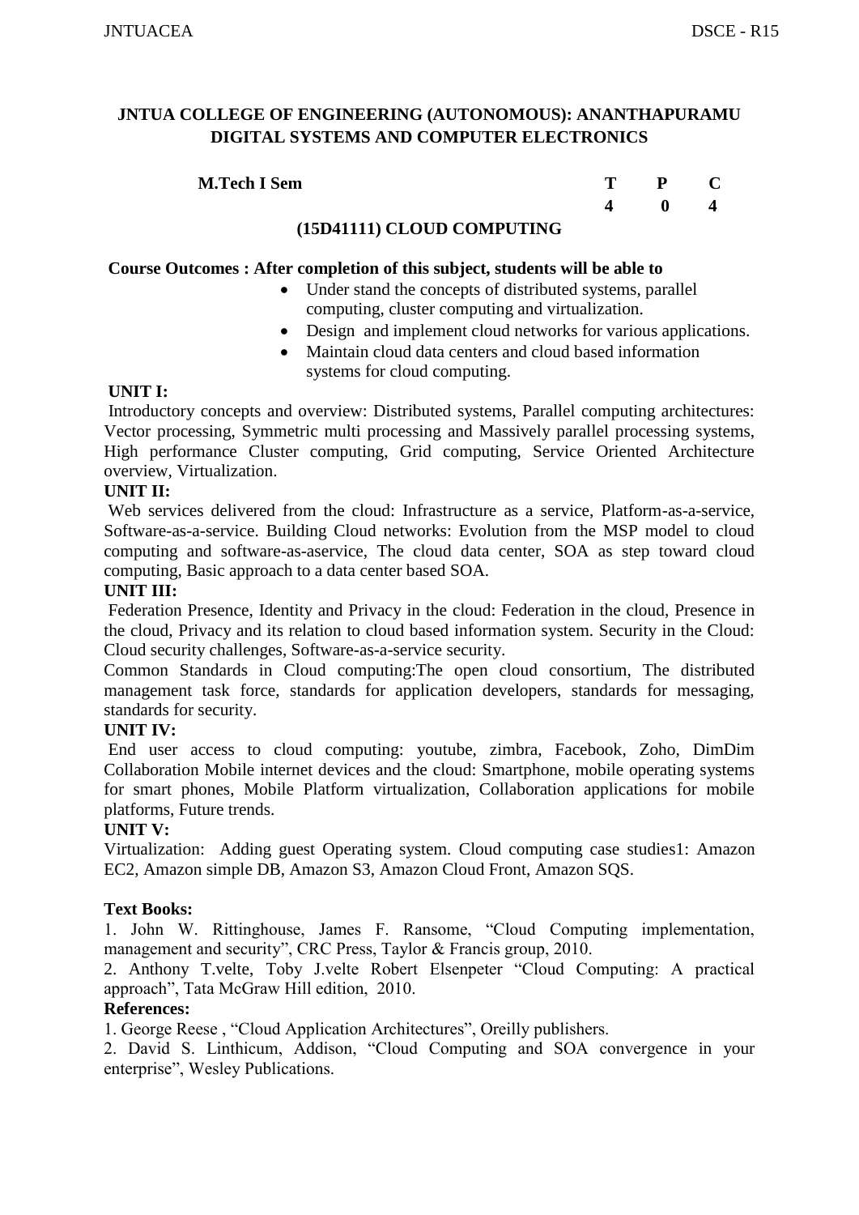# JNTUA COLLEGE OF ENGINEERING (AUTONOMOUS): ANANTHAPURAMU
## DIGITAL SYSTEMS AND COMPUTER ELECTRONICS

| **M.Tech I Sem** | **T** | **P** | **C** |
|---|---|---|---|
| | **4** | **0** | **4** |

### (15D41111) CLOUD COMPUTING

**Course Outcomes : After completion of this subject, students will be able to**

- Under stand the concepts of distributed systems, parallel computing, cluster computing and virtualization.
- Design and implement cloud networks for various applications.
- Maintain cloud data centers and cloud based information systems for cloud computing.

**UNIT I:**

Introductory concepts and overview: Distributed systems, Parallel computing architectures: Vector processing, Symmetric multi processing and Massively parallel processing systems, High performance Cluster computing, Grid computing, Service Oriented Architecture overview, Virtualization.

**UNIT II:**

Web services delivered from the cloud: Infrastructure as a service, Platform-as-a-service, Software-as-a-service. Building Cloud networks: Evolution from the MSP model to cloud computing and software-as-aservice, The cloud data center, SOA as step toward cloud computing, Basic approach to a data center based SOA.

**UNIT III:**

Federation Presence, Identity and Privacy in the cloud: Federation in the cloud, Presence in the cloud, Privacy and its relation to cloud based information system. Security in the Cloud: Cloud security challenges, Software-as-a-service security.

Common Standards in Cloud computing:The open cloud consortium, The distributed management task force, standards for application developers, standards for messaging, standards for security.

**UNIT IV:**

End user access to cloud computing: youtube, zimbra, Facebook, Zoho, DimDim Collaboration Mobile internet devices and the cloud: Smartphone, mobile operating systems for smart phones, Mobile Platform virtualization, Collaboration applications for mobile platforms, Future trends.

**UNIT V:**

Virtualization: Adding guest Operating system. Cloud computing case studies1: Amazon EC2, Amazon simple DB, Amazon S3, Amazon Cloud Front, Amazon SQS.

**Text Books:**

1. John W. Rittinghouse, James F. Ransome, "Cloud Computing implementation, management and security", CRC Press, Taylor & Francis group, 2010.
2. Anthony T.velte, Toby J.velte Robert Elsenpeter "Cloud Computing: A practical approach", Tata McGraw Hill edition, 2010.

**References:**

1. George Reese , "Cloud Application Architectures", Oreilly publishers.
2. David S. Linthicum, Addison, "Cloud Computing and SOA convergence in your enterprise", Wesley Publications.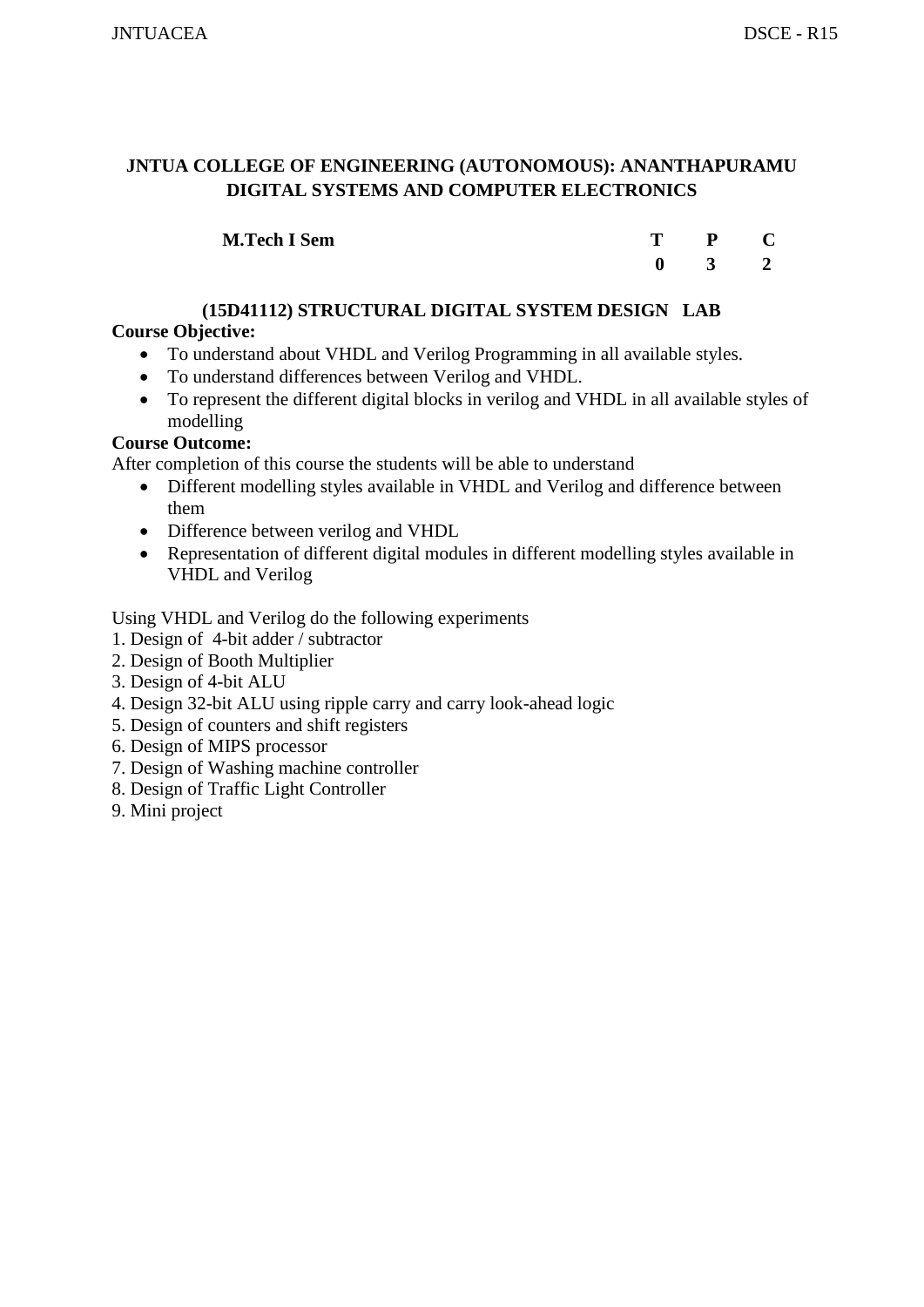**JNTUA COLLEGE OF ENGINEERING (AUTONOMOUS): ANANTHAPURAMU**
**DIGITAL SYSTEMS AND COMPUTER ELECTRONICS**

| **M.Tech I Sem** | **T** | **P** | **C** |
|---|---|---|---|
| | **0** | **3** | **2** |

## (15D41112) STRUCTURAL DIGITAL SYSTEM DESIGN LAB

**Course Objective:**

- To understand about VHDL and Verilog Programming in all available styles.
- To understand differences between Verilog and VHDL.
- To represent the different digital blocks in verilog and VHDL in all available styles of modelling

**Course Outcome:**

After completion of this course the students will be able to understand

- Different modelling styles available in VHDL and Verilog and difference between them
- Difference between verilog and VHDL
- Representation of different digital modules in different modelling styles available in VHDL and Verilog

Using VHDL and Verilog do the following experiments

1. Design of 4-bit adder / subtractor
2. Design of Booth Multiplier
3. Design of 4-bit ALU
4. Design 32-bit ALU using ripple carry and carry look-ahead logic
5. Design of counters and shift registers
6. Design of MIPS processor
7. Design of Washing machine controller
8. Design of Traffic Light Controller
9. Mini project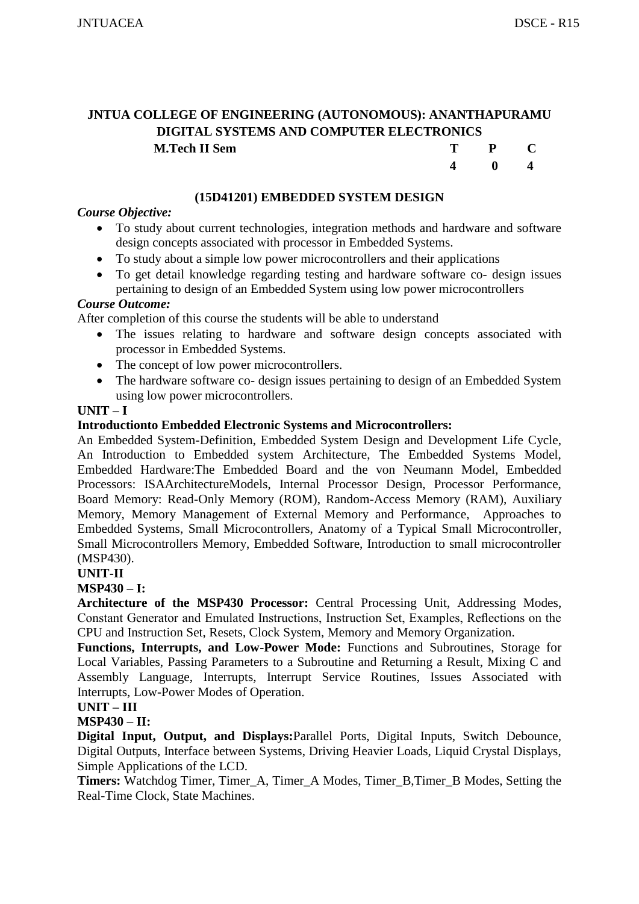## JNTUA COLLEGE OF ENGINEERING (AUTONOMOUS): ANANTHAPURAMU
## DIGITAL SYSTEMS AND COMPUTER ELECTRONICS

| **M.Tech II Sem** | **T** | **P** | **C** |
|---|---|---|---|
| | **4** | **0** | **4** |

### (15D41201) EMBEDDED SYSTEM DESIGN

***Course Objective:***

- To study about current technologies, integration methods and hardware and software design concepts associated with processor in Embedded Systems.
- To study about a simple low power microcontrollers and their applications
- To get detail knowledge regarding testing and hardware software co- design issues pertaining to design of an Embedded System using low power microcontrollers

***Course Outcome:***

After completion of this course the students will be able to understand

- The issues relating to hardware and software design concepts associated with processor in Embedded Systems.
- The concept of low power microcontrollers.
- The hardware software co- design issues pertaining to design of an Embedded System using low power microcontrollers.

**UNIT – I**

**Introductionto Embedded Electronic Systems and Microcontrollers:**

An Embedded System-Definition, Embedded System Design and Development Life Cycle, An Introduction to Embedded system Architecture, The Embedded Systems Model, Embedded Hardware:The Embedded Board and the von Neumann Model, Embedded Processors: ISAArchitectureModels, Internal Processor Design, Processor Performance, Board Memory: Read-Only Memory (ROM), Random-Access Memory (RAM), Auxiliary Memory, Memory Management of External Memory and Performance, Approaches to Embedded Systems, Small Microcontrollers, Anatomy of a Typical Small Microcontroller, Small Microcontrollers Memory, Embedded Software, Introduction to small microcontroller (MSP430).

**UNIT-II**

**MSP430 – I:**

**Architecture of the MSP430 Processor:** Central Processing Unit, Addressing Modes, Constant Generator and Emulated Instructions, Instruction Set, Examples, Reflections on the CPU and Instruction Set, Resets, Clock System, Memory and Memory Organization.

**Functions, Interrupts, and Low-Power Mode:** Functions and Subroutines, Storage for Local Variables, Passing Parameters to a Subroutine and Returning a Result, Mixing C and Assembly Language, Interrupts, Interrupt Service Routines, Issues Associated with Interrupts, Low-Power Modes of Operation.

**UNIT – III**

**MSP430 – II:**

**Digital Input, Output, and Displays:**Parallel Ports, Digital Inputs, Switch Debounce, Digital Outputs, Interface between Systems, Driving Heavier Loads, Liquid Crystal Displays, Simple Applications of the LCD.

**Timers:** Watchdog Timer, Timer_A, Timer_A Modes, Timer_B,Timer_B Modes, Setting the Real-Time Clock, State Machines.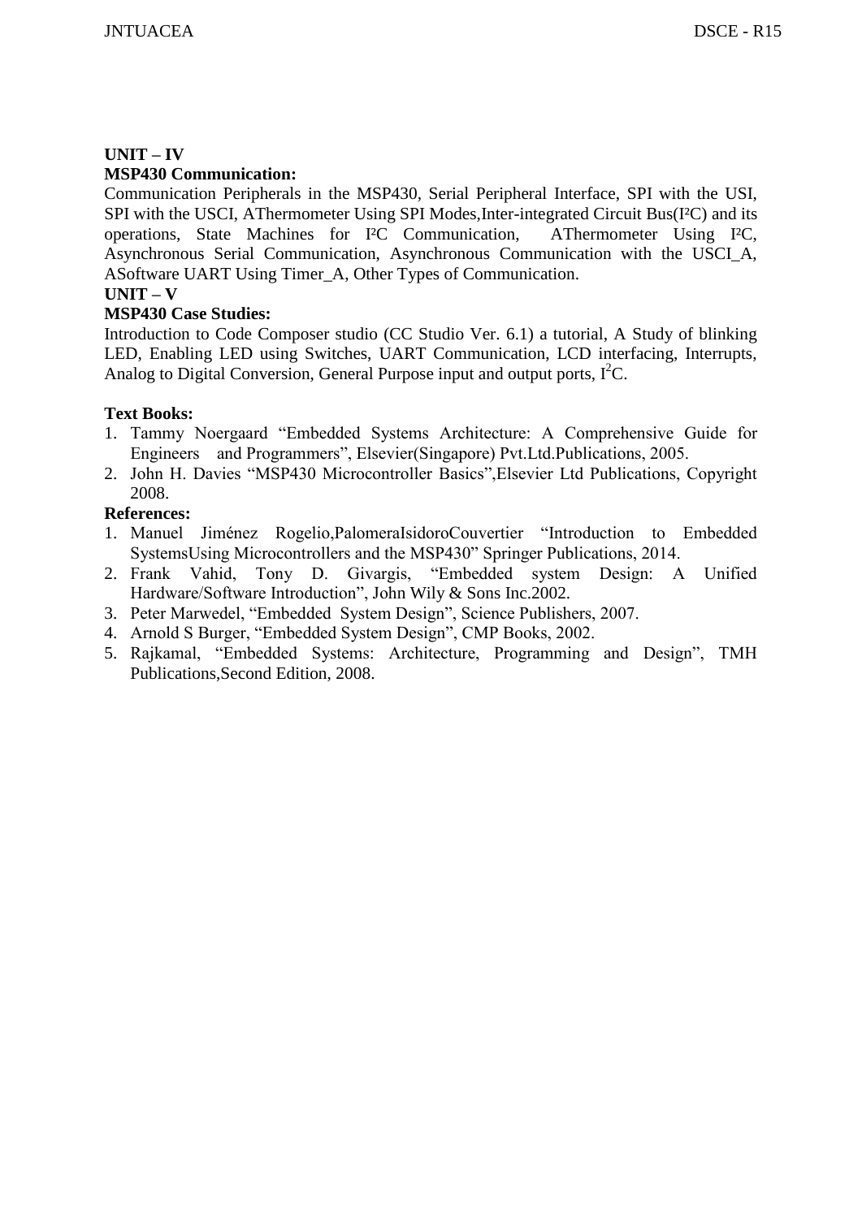**UNIT – IV**

**MSP430 Communication:**

Communication Peripherals in the MSP430, Serial Peripheral Interface, SPI with the USI, SPI with the USCI, AThermometer Using SPI Modes,Inter-integrated Circuit Bus(I²C) and its operations, State Machines for I²C Communication, AThermometer Using I²C, Asynchronous Serial Communication, Asynchronous Communication with the USCI_A, ASoftware UART Using Timer_A, Other Types of Communication.

**UNIT – V**

**MSP430 Case Studies:**

Introduction to Code Composer studio (CC Studio Ver. 6.1) a tutorial, A Study of blinking LED, Enabling LED using Switches, UART Communication, LCD interfacing, Interrupts, Analog to Digital Conversion, General Purpose input and output ports, $I^2C$.

**Text Books:**

1. Tammy Noergaard "Embedded Systems Architecture: A Comprehensive Guide for Engineers and Programmers", Elsevier(Singapore) Pvt.Ltd.Publications, 2005.
2. John H. Davies "MSP430 Microcontroller Basics",Elsevier Ltd Publications, Copyright 2008.

**References:**

1. Manuel Jiménez Rogelio,PalomeraIsidoroCouvertier "Introduction to Embedded SystemsUsing Microcontrollers and the MSP430" Springer Publications, 2014.
2. Frank Vahid, Tony D. Givargis, "Embedded system Design: A Unified Hardware/Software Introduction", John Wily & Sons Inc.2002.
3. Peter Marwedel, "Embedded System Design", Science Publishers, 2007.
4. Arnold S Burger, "Embedded System Design", CMP Books, 2002.
5. Rajkamal, "Embedded Systems: Architecture, Programming and Design", TMH Publications,Second Edition, 2008.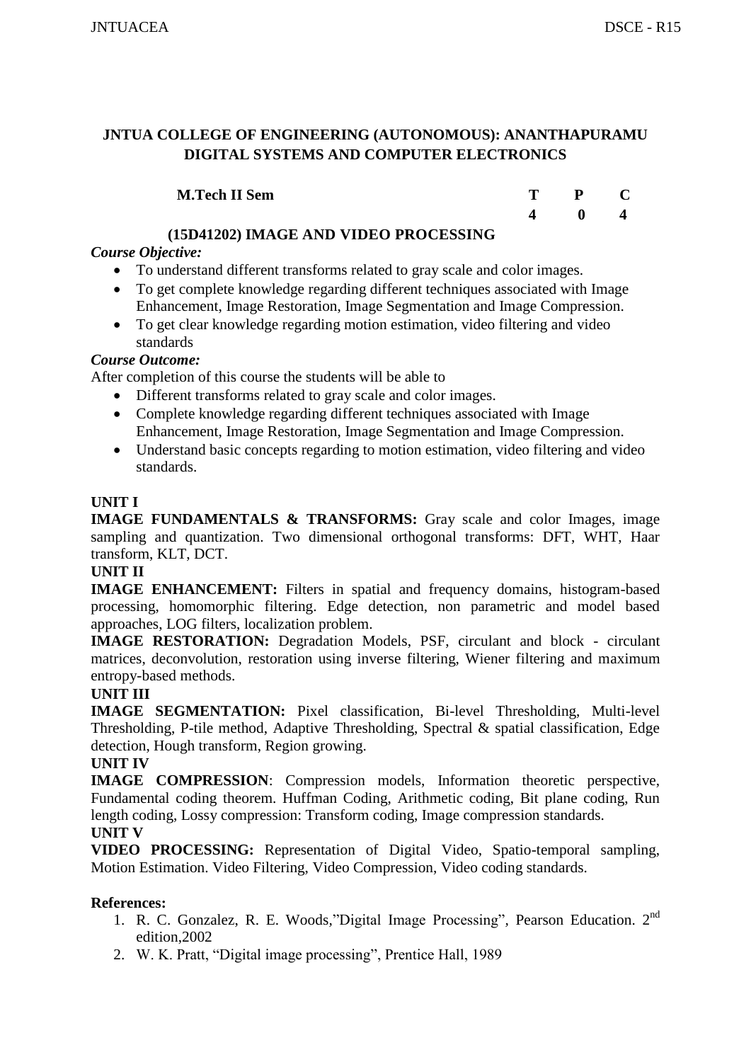## JNTUA COLLEGE OF ENGINEERING (AUTONOMOUS): ANANTHAPURAMU
## DIGITAL SYSTEMS AND COMPUTER ELECTRONICS

| **M.Tech II Sem** | **T** | **P** | **C** |
|---|---|---|---|
| | **4** | **0** | **4** |

### (15D41202) IMAGE AND VIDEO PROCESSING

***Course Objective:***

- To understand different transforms related to gray scale and color images.
- To get complete knowledge regarding different techniques associated with Image Enhancement, Image Restoration, Image Segmentation and Image Compression.
- To get clear knowledge regarding motion estimation, video filtering and video standards

***Course Outcome:***

After completion of this course the students will be able to

- Different transforms related to gray scale and color images.
- Complete knowledge regarding different techniques associated with Image Enhancement, Image Restoration, Image Segmentation and Image Compression.
- Understand basic concepts regarding to motion estimation, video filtering and video standards.

**UNIT I**

**IMAGE FUNDAMENTALS & TRANSFORMS:** Gray scale and color Images, image sampling and quantization. Two dimensional orthogonal transforms: DFT, WHT, Haar transform, KLT, DCT.

**UNIT II**

**IMAGE ENHANCEMENT:** Filters in spatial and frequency domains, histogram-based processing, homomorphic filtering. Edge detection, non parametric and model based approaches, LOG filters, localization problem.

**IMAGE RESTORATION:** Degradation Models, PSF, circulant and block - circulant matrices, deconvolution, restoration using inverse filtering, Wiener filtering and maximum entropy-based methods.

**UNIT III**

**IMAGE SEGMENTATION:** Pixel classification, Bi-level Thresholding, Multi-level Thresholding, P-tile method, Adaptive Thresholding, Spectral & spatial classification, Edge detection, Hough transform, Region growing.

**UNIT IV**

**IMAGE COMPRESSION**: Compression models, Information theoretic perspective, Fundamental coding theorem. Huffman Coding, Arithmetic coding, Bit plane coding, Run length coding, Lossy compression: Transform coding, Image compression standards.

**UNIT V**

**VIDEO PROCESSING:** Representation of Digital Video, Spatio-temporal sampling, Motion Estimation. Video Filtering, Video Compression, Video coding standards.

**References:**

1. R. C. Gonzalez, R. E. Woods,"Digital Image Processing", Pearson Education. 2nd edition,2002
2. W. K. Pratt, "Digital image processing", Prentice Hall, 1989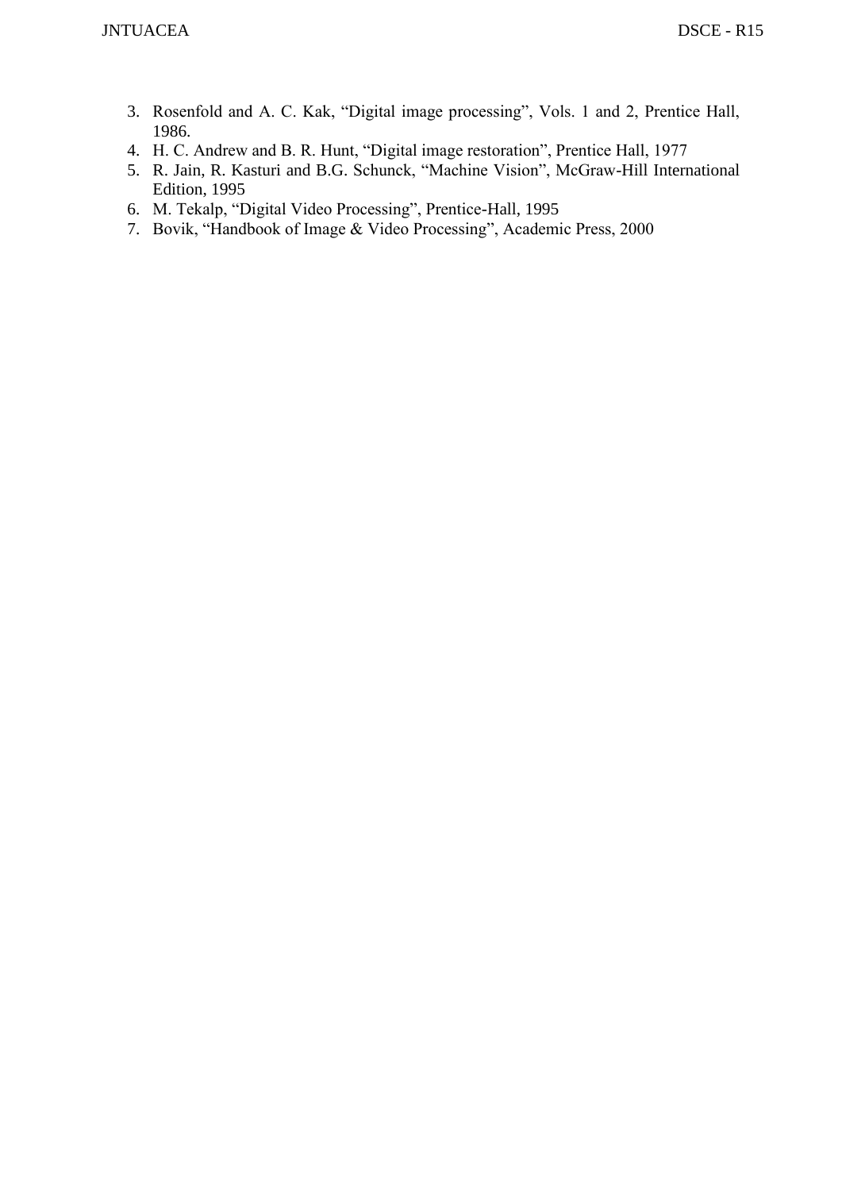3. Rosenfold and A. C. Kak, "Digital image processing", Vols. 1 and 2, Prentice Hall, 1986.
4. H. C. Andrew and B. R. Hunt, "Digital image restoration", Prentice Hall, 1977
5. R. Jain, R. Kasturi and B.G. Schunck, "Machine Vision", McGraw-Hill International Edition, 1995
6. M. Tekalp, "Digital Video Processing", Prentice-Hall, 1995
7. Bovik, "Handbook of Image & Video Processing", Academic Press, 2000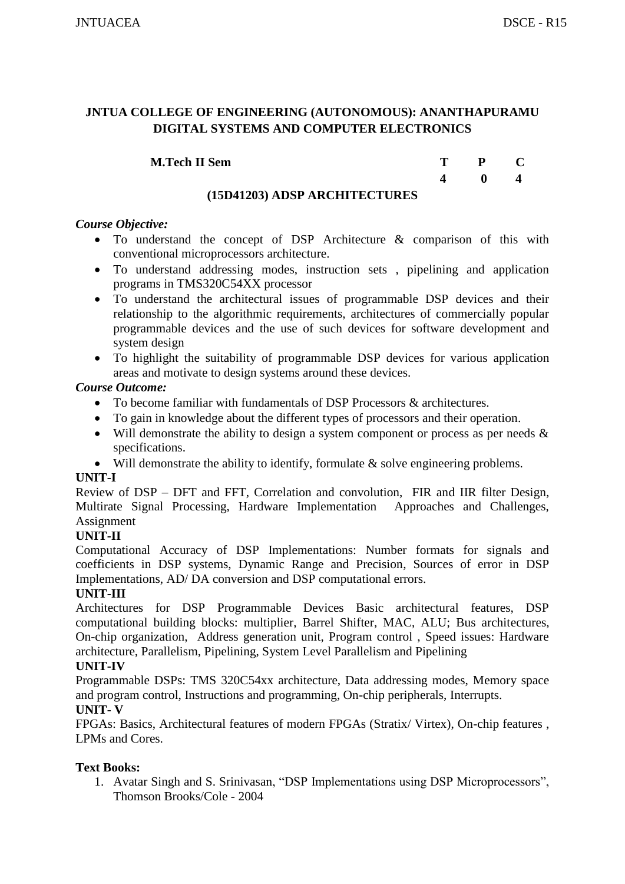**JNTUA COLLEGE OF ENGINEERING (AUTONOMOUS): ANANTHAPURAMU**
**DIGITAL SYSTEMS AND COMPUTER ELECTRONICS**

| **M.Tech II Sem** | **T** | **P** | **C** |
|---|---|---|---|
| | **4** | **0** | **4** |

**(15D41203) ADSP ARCHITECTURES**

***Course Objective:***

- To understand the concept of DSP Architecture & comparison of this with conventional microprocessors architecture.
- To understand addressing modes, instruction sets , pipelining and application programs in TMS320C54XX processor
- To understand the architectural issues of programmable DSP devices and their relationship to the algorithmic requirements, architectures of commercially popular programmable devices and the use of such devices for software development and system design
- To highlight the suitability of programmable DSP devices for various application areas and motivate to design systems around these devices.

***Course Outcome:***

- To become familiar with fundamentals of DSP Processors & architectures.
- To gain in knowledge about the different types of processors and their operation.
- Will demonstrate the ability to design a system component or process as per needs & specifications.
- Will demonstrate the ability to identify, formulate & solve engineering problems.

**UNIT-I**

Review of DSP – DFT and FFT, Correlation and convolution, FIR and IIR filter Design, Multirate Signal Processing, Hardware Implementation Approaches and Challenges, Assignment

**UNIT-II**

Computational Accuracy of DSP Implementations: Number formats for signals and coefficients in DSP systems, Dynamic Range and Precision, Sources of error in DSP Implementations, AD/ DA conversion and DSP computational errors.

**UNIT-III**

Architectures for DSP Programmable Devices Basic architectural features, DSP computational building blocks: multiplier, Barrel Shifter, MAC, ALU; Bus architectures, On-chip organization, Address generation unit, Program control , Speed issues: Hardware architecture, Parallelism, Pipelining, System Level Parallelism and Pipelining

**UNIT-IV**

Programmable DSPs: TMS 320C54xx architecture, Data addressing modes, Memory space and program control, Instructions and programming, On-chip peripherals, Interrupts.

**UNIT- V**

FPGAs: Basics, Architectural features of modern FPGAs (Stratix/ Virtex), On-chip features , LPMs and Cores.

**Text Books:**

1. Avatar Singh and S. Srinivasan, "DSP Implementations using DSP Microprocessors", Thomson Brooks/Cole - 2004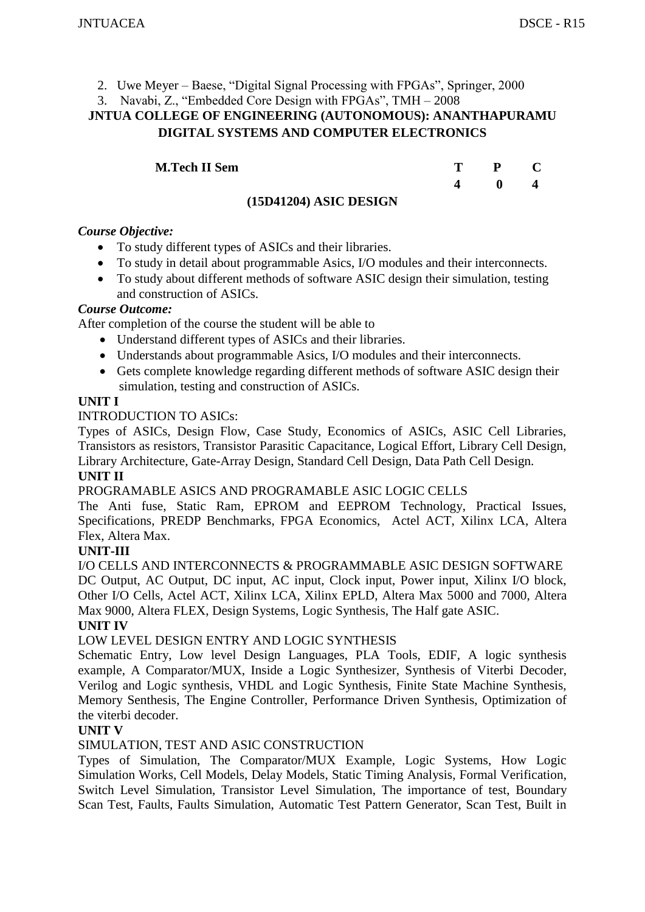2. Uwe Meyer – Baese, "Digital Signal Processing with FPGAs", Springer, 2000
3. Navabi, Z., "Embedded Core Design with FPGAs", TMH – 2008

**JNTUA COLLEGE OF ENGINEERING (AUTONOMOUS): ANANTHAPURAMU**
**DIGITAL SYSTEMS AND COMPUTER ELECTRONICS**

| **M.Tech II Sem** | **T** | **P** | **C** |
|---|---|---|---|
| | **4** | **0** | **4** |

## (15D41204) ASIC DESIGN

***Course Objective:***

- To study different types of ASICs and their libraries.
- To study in detail about programmable Asics, I/O modules and their interconnects.
- To study about different methods of software ASIC design their simulation, testing and construction of ASICs.

***Course Outcome:***

After completion of the course the student will be able to

- Understand different types of ASICs and their libraries.
- Understands about programmable Asics, I/O modules and their interconnects.
- Gets complete knowledge regarding different methods of software ASIC design their simulation, testing and construction of ASICs.

**UNIT I**

INTRODUCTION TO ASICs:

Types of ASICs, Design Flow, Case Study, Economics of ASICs, ASIC Cell Libraries, Transistors as resistors, Transistor Parasitic Capacitance, Logical Effort, Library Cell Design, Library Architecture, Gate-Array Design, Standard Cell Design, Data Path Cell Design.

**UNIT II**

PROGRAMABLE ASICS AND PROGRAMABLE ASIC LOGIC CELLS

The Anti fuse, Static Ram, EPROM and EEPROM Technology, Practical Issues, Specifications, PREDP Benchmarks, FPGA Economics, Actel ACT, Xilinx LCA, Altera Flex, Altera Max.

**UNIT-III**

I/O CELLS AND INTERCONNECTS & PROGRAMMABLE ASIC DESIGN SOFTWARE

DC Output, AC Output, DC input, AC input, Clock input, Power input, Xilinx I/O block, Other I/O Cells, Actel ACT, Xilinx LCA, Xilinx EPLD, Altera Max 5000 and 7000, Altera Max 9000, Altera FLEX, Design Systems, Logic Synthesis, The Half gate ASIC.

**UNIT IV**

LOW LEVEL DESIGN ENTRY AND LOGIC SYNTHESIS

Schematic Entry, Low level Design Languages, PLA Tools, EDIF, A logic synthesis example, A Comparator/MUX, Inside a Logic Synthesizer, Synthesis of Viterbi Decoder, Verilog and Logic synthesis, VHDL and Logic Synthesis, Finite State Machine Synthesis, Memory Senthesis, The Engine Controller, Performance Driven Synthesis, Optimization of the viterbi decoder.

**UNIT V**

SIMULATION, TEST AND ASIC CONSTRUCTION

Types of Simulation, The Comparator/MUX Example, Logic Systems, How Logic Simulation Works, Cell Models, Delay Models, Static Timing Analysis, Formal Verification, Switch Level Simulation, Transistor Level Simulation, The importance of test, Boundary Scan Test, Faults, Faults Simulation, Automatic Test Pattern Generator, Scan Test, Built in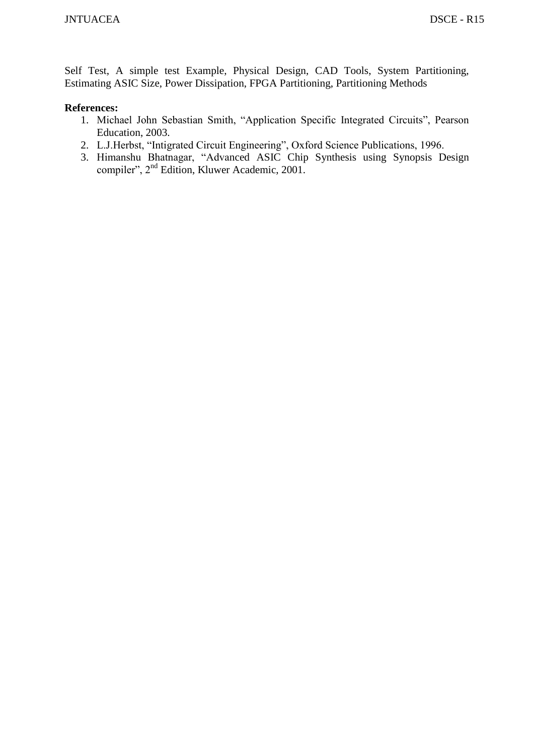Self Test, A simple test Example, Physical Design, CAD Tools, System Partitioning, Estimating ASIC Size, Power Dissipation, FPGA Partitioning, Partitioning Methods

**References:**

1. Michael John Sebastian Smith, "Application Specific Integrated Circuits", Pearson Education, 2003.
2. L.J.Herbst, "Intigrated Circuit Engineering", Oxford Science Publications, 1996.
3. Himanshu Bhatnagar, "Advanced ASIC Chip Synthesis using Synopsis Design compiler", 2nd Edition, Kluwer Academic, 2001.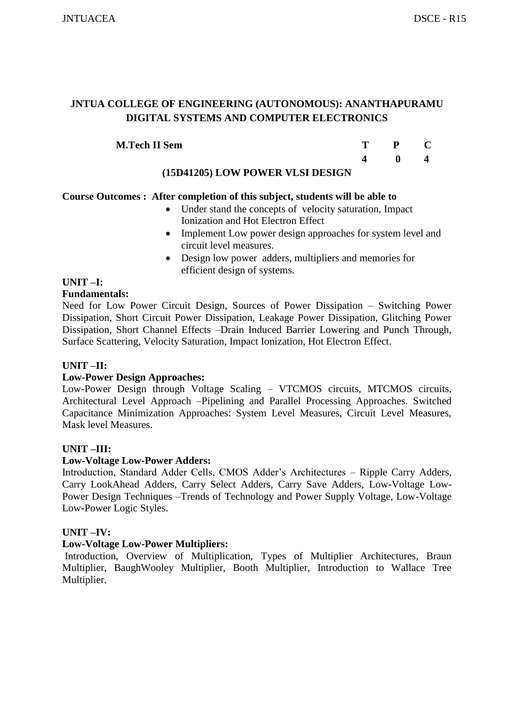## JNTUA COLLEGE OF ENGINEERING (AUTONOMOUS): ANANTHAPURAMU
## DIGITAL SYSTEMS AND COMPUTER ELECTRONICS

| **M.Tech II Sem** | **T** | **P** | **C** |
|---|---|---|---|
| | **4** | **0** | **4** |

### (15D41205) LOW POWER VLSI DESIGN

**Course Outcomes : After completion of this subject, students will be able to**

- Under stand the concepts of velocity saturation, Impact Ionization and Hot Electron Effect
- Implement Low power design approaches for system level and circuit level measures.
- Design low power adders, multipliers and memories for efficient design of systems.

**UNIT –I:**

**Fundamentals:**

Need for Low Power Circuit Design, Sources of Power Dissipation – Switching Power Dissipation, Short Circuit Power Dissipation, Leakage Power Dissipation, Glitching Power Dissipation, Short Channel Effects –Drain Induced Barrier Lowering and Punch Through, Surface Scattering, Velocity Saturation, Impact Ionization, Hot Electron Effect.

**UNIT –II:**

**Low-Power Design Approaches:**

Low-Power Design through Voltage Scaling – VTCMOS circuits, MTCMOS circuits, Architectural Level Approach –Pipelining and Parallel Processing Approaches. Switched Capacitance Minimization Approaches: System Level Measures, Circuit Level Measures, Mask level Measures.

**UNIT –III:**

**Low-Voltage Low-Power Adders:**

Introduction, Standard Adder Cells, CMOS Adder's Architectures – Ripple Carry Adders, Carry LookAhead Adders, Carry Select Adders, Carry Save Adders, Low-Voltage Low-Power Design Techniques –Trends of Technology and Power Supply Voltage, Low-Voltage Low-Power Logic Styles.

**UNIT –IV:**

**Low-Voltage Low-Power Multipliers:**

Introduction, Overview of Multiplication, Types of Multiplier Architectures, Braun Multiplier, BaughWooley Multiplier, Booth Multiplier, Introduction to Wallace Tree Multiplier.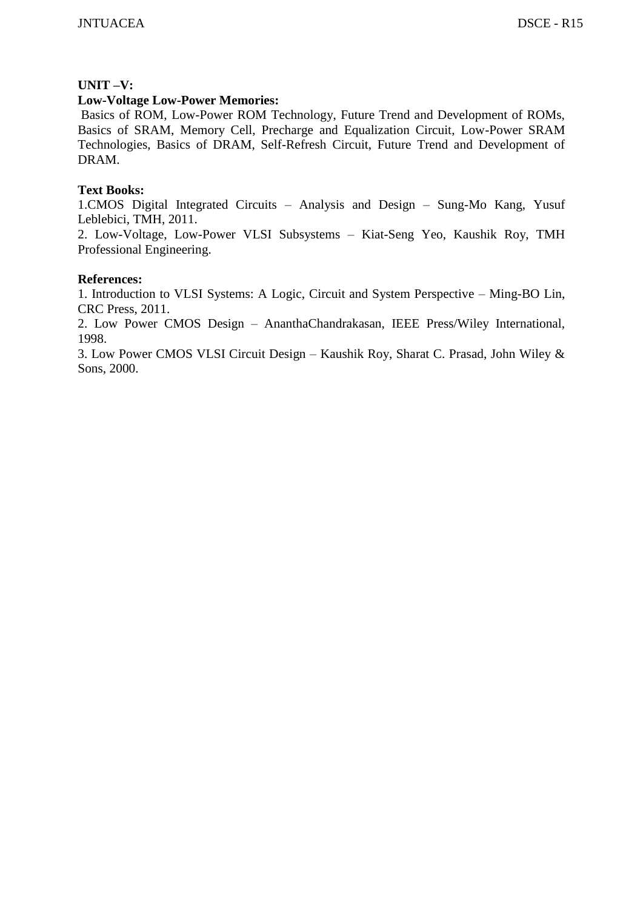**UNIT –V:**

**Low-Voltage Low-Power Memories:**

Basics of ROM, Low-Power ROM Technology, Future Trend and Development of ROMs, Basics of SRAM, Memory Cell, Precharge and Equalization Circuit, Low-Power SRAM Technologies, Basics of DRAM, Self-Refresh Circuit, Future Trend and Development of DRAM.

**Text Books:**

1.CMOS Digital Integrated Circuits – Analysis and Design – Sung-Mo Kang, Yusuf Leblebici, TMH, 2011.

2. Low-Voltage, Low-Power VLSI Subsystems – Kiat-Seng Yeo, Kaushik Roy, TMH Professional Engineering.

**References:**

1. Introduction to VLSI Systems: A Logic, Circuit and System Perspective – Ming-BO Lin, CRC Press, 2011.

2. Low Power CMOS Design – AnanthaChandrakasan, IEEE Press/Wiley International, 1998.

3. Low Power CMOS VLSI Circuit Design – Kaushik Roy, Sharat C. Prasad, John Wiley & Sons, 2000.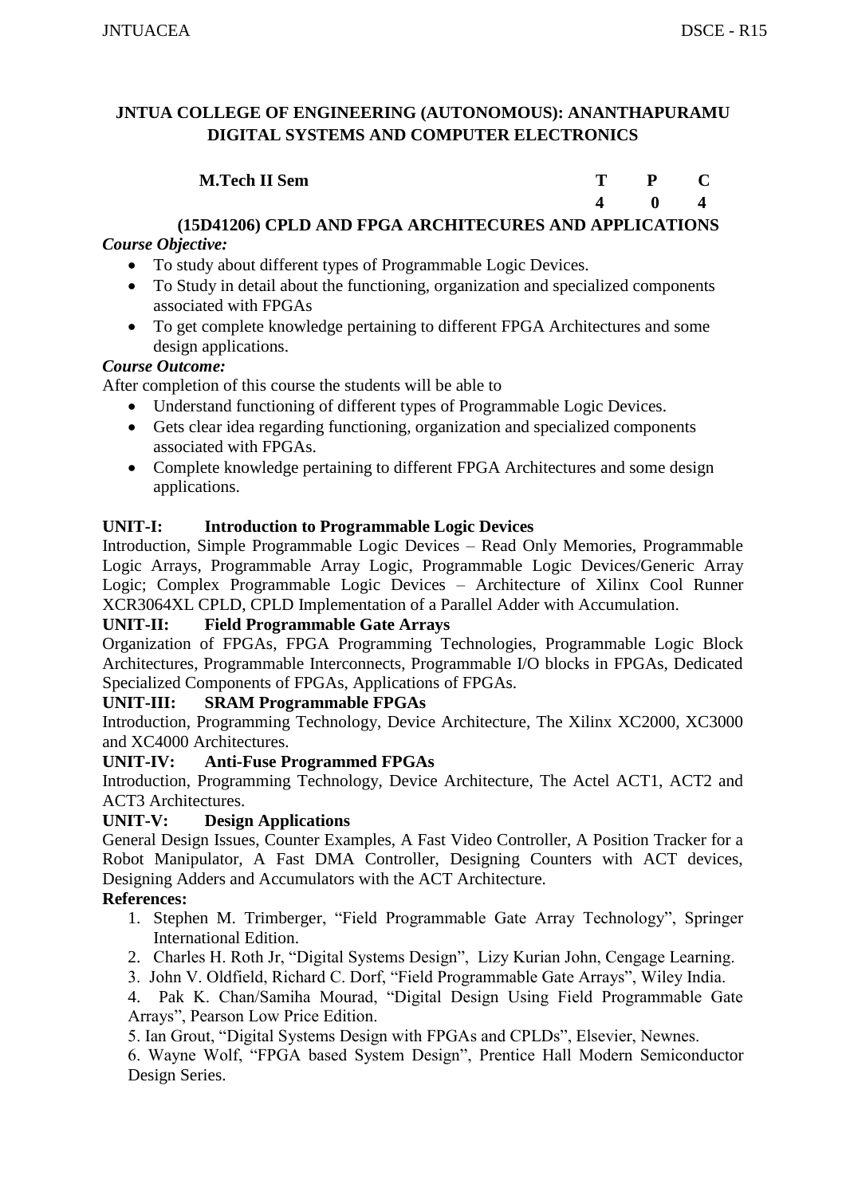**JNTUA COLLEGE OF ENGINEERING (AUTONOMOUS): ANANTHAPURAMU**
**DIGITAL SYSTEMS AND COMPUTER ELECTRONICS**

| **M.Tech II Sem** | **T** | **P** | **C** |
|---|---|---|---|
| | **4** | **0** | **4** |

### (15D41206) CPLD AND FPGA ARCHITECURES AND APPLICATIONS

***Course Objective:***

- To study about different types of Programmable Logic Devices.
- To Study in detail about the functioning, organization and specialized components associated with FPGAs
- To get complete knowledge pertaining to different FPGA Architectures and some design applications.

***Course Outcome:***

After completion of this course the students will be able to

- Understand functioning of different types of Programmable Logic Devices.
- Gets clear idea regarding functioning, organization and specialized components associated with FPGAs.
- Complete knowledge pertaining to different FPGA Architectures and some design applications.

**UNIT-I: Introduction to Programmable Logic Devices**

Introduction, Simple Programmable Logic Devices – Read Only Memories, Programmable Logic Arrays, Programmable Array Logic, Programmable Logic Devices/Generic Array Logic; Complex Programmable Logic Devices – Architecture of Xilinx Cool Runner XCR3064XL CPLD, CPLD Implementation of a Parallel Adder with Accumulation.

**UNIT-II: Field Programmable Gate Arrays**

Organization of FPGAs, FPGA Programming Technologies, Programmable Logic Block Architectures, Programmable Interconnects, Programmable I/O blocks in FPGAs, Dedicated Specialized Components of FPGAs, Applications of FPGAs.

**UNIT-III: SRAM Programmable FPGAs**

Introduction, Programming Technology, Device Architecture, The Xilinx XC2000, XC3000 and XC4000 Architectures.

**UNIT-IV: Anti-Fuse Programmed FPGAs**

Introduction, Programming Technology, Device Architecture, The Actel ACT1, ACT2 and ACT3 Architectures.

**UNIT-V: Design Applications**

General Design Issues, Counter Examples, A Fast Video Controller, A Position Tracker for a Robot Manipulator, A Fast DMA Controller, Designing Counters with ACT devices, Designing Adders and Accumulators with the ACT Architecture.

**References:**

1. Stephen M. Trimberger, "Field Programmable Gate Array Technology", Springer International Edition.
2. Charles H. Roth Jr, "Digital Systems Design", Lizy Kurian John, Cengage Learning.
3. John V. Oldfield, Richard C. Dorf, "Field Programmable Gate Arrays", Wiley India.
4. Pak K. Chan/Samiha Mourad, "Digital Design Using Field Programmable Gate Arrays", Pearson Low Price Edition.
5. Ian Grout, "Digital Systems Design with FPGAs and CPLDs", Elsevier, Newnes.
6. Wayne Wolf, "FPGA based System Design", Prentice Hall Modern Semiconductor Design Series.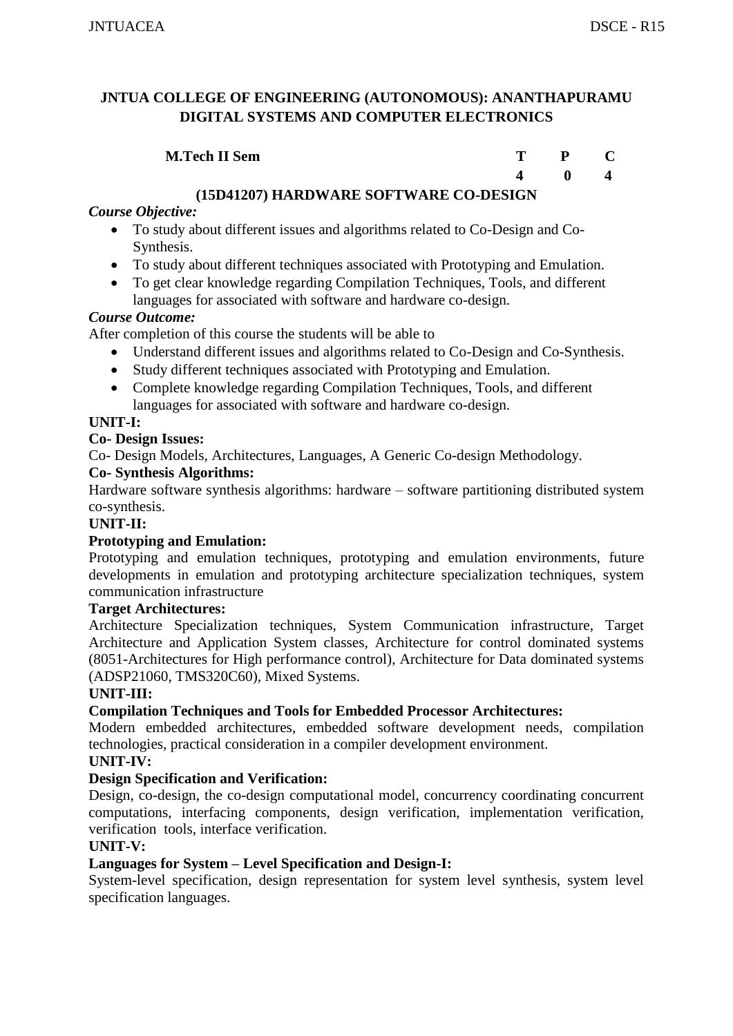**JNTUA COLLEGE OF ENGINEERING (AUTONOMOUS): ANANTHAPURAMU**
**DIGITAL SYSTEMS AND COMPUTER ELECTRONICS**

| **M.Tech II Sem** | **T** | **P** | **C** |
|---|---|---|---|
| | **4** | **0** | **4** |

## (15D41207) HARDWARE SOFTWARE CO-DESIGN

***Course Objective:***

- To study about different issues and algorithms related to Co-Design and Co-Synthesis.
- To study about different techniques associated with Prototyping and Emulation.
- To get clear knowledge regarding Compilation Techniques, Tools, and different languages for associated with software and hardware co-design.

***Course Outcome:***

After completion of this course the students will be able to

- Understand different issues and algorithms related to Co-Design and Co-Synthesis.
- Study different techniques associated with Prototyping and Emulation.
- Complete knowledge regarding Compilation Techniques, Tools, and different languages for associated with software and hardware co-design.

**UNIT-I:**

**Co- Design Issues:**

Co- Design Models, Architectures, Languages, A Generic Co-design Methodology.

**Co- Synthesis Algorithms:**

Hardware software synthesis algorithms: hardware – software partitioning distributed system co-synthesis.

**UNIT-II:**

**Prototyping and Emulation:**

Prototyping and emulation techniques, prototyping and emulation environments, future developments in emulation and prototyping architecture specialization techniques, system communication infrastructure

**Target Architectures:**

Architecture Specialization techniques, System Communication infrastructure, Target Architecture and Application System classes, Architecture for control dominated systems (8051-Architectures for High performance control), Architecture for Data dominated systems (ADSP21060, TMS320C60), Mixed Systems.

**UNIT-III:**

**Compilation Techniques and Tools for Embedded Processor Architectures:**

Modern embedded architectures, embedded software development needs, compilation technologies, practical consideration in a compiler development environment.

**UNIT-IV:**

**Design Specification and Verification:**

Design, co-design, the co-design computational model, concurrency coordinating concurrent computations, interfacing components, design verification, implementation verification, verification tools, interface verification.

**UNIT-V:**

**Languages for System – Level Specification and Design-I:**

System-level specification, design representation for system level synthesis, system level specification languages.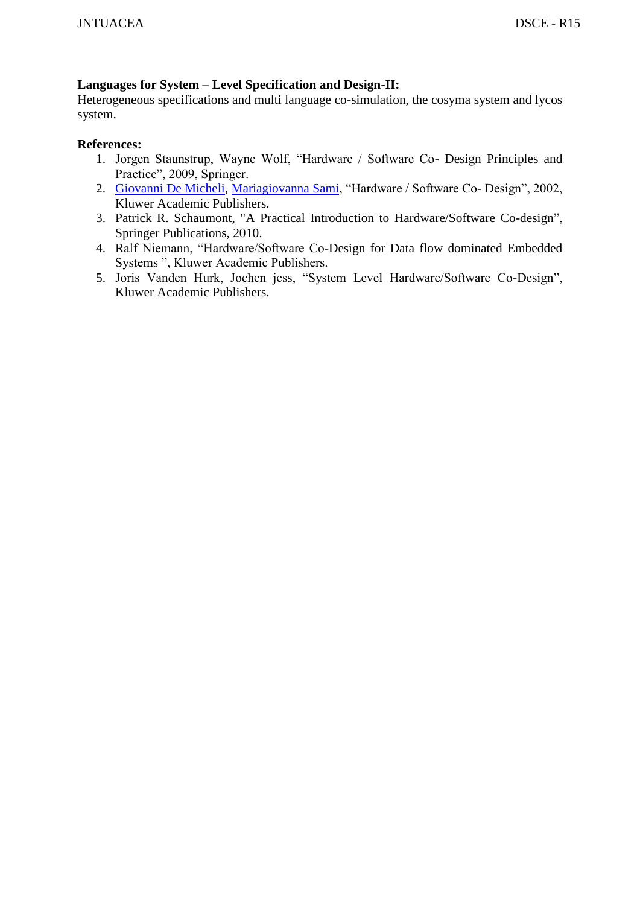**Languages for System – Level Specification and Design-II:**
Heterogeneous specifications and multi language co-simulation, the cosyma system and lycos system.

**References:**

1. Jorgen Staunstrup, Wayne Wolf, "Hardware / Software Co- Design Principles and Practice", 2009, Springer.
2. Giovanni De Micheli, Mariagiovanna Sami, "Hardware / Software Co- Design", 2002, Kluwer Academic Publishers.
3. Patrick R. Schaumont, "A Practical Introduction to Hardware/Software Co-design", Springer Publications, 2010.
4. Ralf Niemann, "Hardware/Software Co-Design for Data flow dominated Embedded Systems ", Kluwer Academic Publishers.
5. Joris Vanden Hurk, Jochen jess, "System Level Hardware/Software Co-Design", Kluwer Academic Publishers.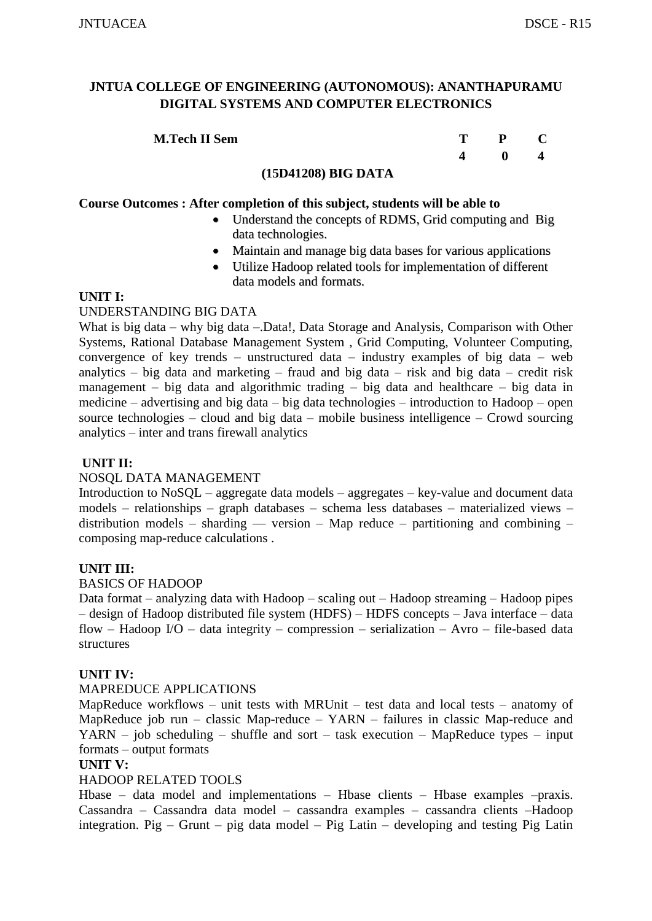**JNTUA COLLEGE OF ENGINEERING (AUTONOMOUS): ANANTHAPURAMU**
**DIGITAL SYSTEMS AND COMPUTER ELECTRONICS**

| **M.Tech II Sem** | **T** | **P** | **C** |
|---|---|---|---|
| | **4** | **0** | **4** |

**(15D41208) BIG DATA**

**Course Outcomes : After completion of this subject, students will be able to**

- Understand the concepts of RDMS, Grid computing and Big data technologies.
- Maintain and manage big data bases for various applications
- Utilize Hadoop related tools for implementation of different data models and formats.

**UNIT I:**

UNDERSTANDING BIG DATA

What is big data – why big data –.Data!, Data Storage and Analysis, Comparison with Other Systems, Rational Database Management System , Grid Computing, Volunteer Computing, convergence of key trends – unstructured data – industry examples of big data – web analytics – big data and marketing – fraud and big data – risk and big data – credit risk management – big data and algorithmic trading – big data and healthcare – big data in medicine – advertising and big data – big data technologies – introduction to Hadoop – open source technologies – cloud and big data – mobile business intelligence – Crowd sourcing analytics – inter and trans firewall analytics

**UNIT II:**

NOSQL DATA MANAGEMENT

Introduction to NoSQL – aggregate data models – aggregates – key-value and document data models – relationships – graph databases – schema less databases – materialized views – distribution models – sharding –– version – Map reduce – partitioning and combining – composing map-reduce calculations .

**UNIT III:**

BASICS OF HADOOP

Data format – analyzing data with Hadoop – scaling out – Hadoop streaming – Hadoop pipes – design of Hadoop distributed file system (HDFS) – HDFS concepts – Java interface – data flow – Hadoop I/O – data integrity – compression – serialization – Avro – file-based data structures

**UNIT IV:**

MAPREDUCE APPLICATIONS

MapReduce workflows – unit tests with MRUnit – test data and local tests – anatomy of MapReduce job run – classic Map-reduce – YARN – failures in classic Map-reduce and YARN – job scheduling – shuffle and sort – task execution – MapReduce types – input formats – output formats

**UNIT V:**

HADOOP RELATED TOOLS

Hbase – data model and implementations – Hbase clients – Hbase examples –praxis. Cassandra – Cassandra data model – cassandra examples – cassandra clients –Hadoop integration. Pig – Grunt – pig data model – Pig Latin – developing and testing Pig Latin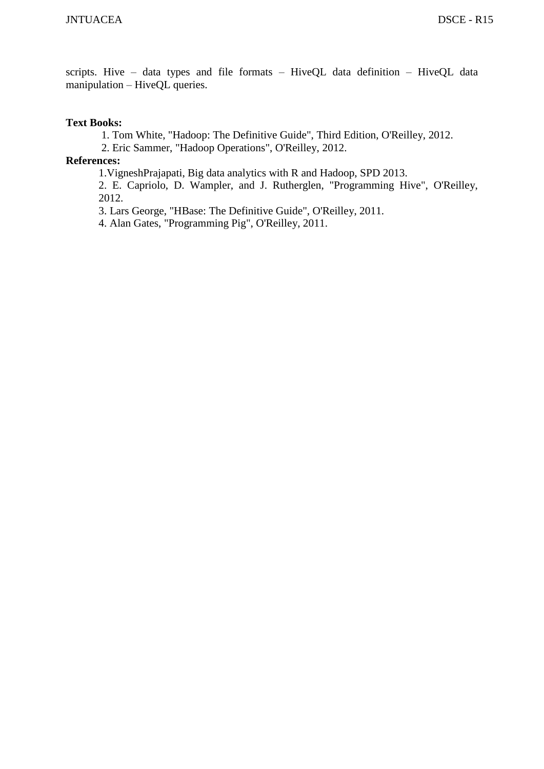scripts. Hive – data types and file formats – HiveQL data definition – HiveQL data manipulation – HiveQL queries.

**Text Books:**

1. Tom White, "Hadoop: The Definitive Guide", Third Edition, O'Reilley, 2012.
2. Eric Sammer, "Hadoop Operations", O'Reilley, 2012.

**References:**

1. VigneshPrajapati, Big data analytics with R and Hadoop, SPD 2013.
2. E. Capriolo, D. Wampler, and J. Rutherglen, "Programming Hive", O'Reilley, 2012.
3. Lars George, "HBase: The Definitive Guide", O'Reilley, 2011.
4. Alan Gates, "Programming Pig", O'Reilley, 2011.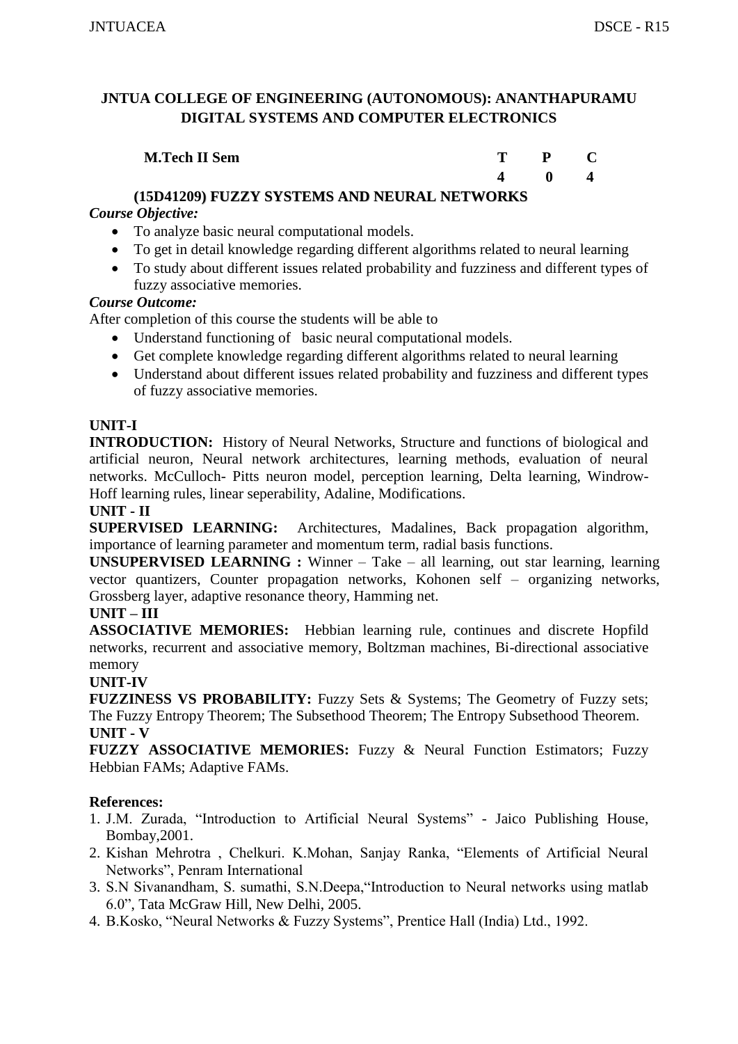**JNTUA COLLEGE OF ENGINEERING (AUTONOMOUS): ANANTHAPURAMU**
**DIGITAL SYSTEMS AND COMPUTER ELECTRONICS**

| M.Tech II Sem | T | P | C |
|---|---|---|---|
| | 4 | 0 | 4 |

**(15D41209) FUZZY SYSTEMS AND NEURAL NETWORKS**

***Course Objective:***

- To analyze basic neural computational models.
- To get in detail knowledge regarding different algorithms related to neural learning
- To study about different issues related probability and fuzziness and different types of fuzzy associative memories.

***Course Outcome:***

After completion of this course the students will be able to

- Understand functioning of basic neural computational models.
- Get complete knowledge regarding different algorithms related to neural learning
- Understand about different issues related probability and fuzziness and different types of fuzzy associative memories.

**UNIT-I**

**INTRODUCTION:** History of Neural Networks, Structure and functions of biological and artificial neuron, Neural network architectures, learning methods, evaluation of neural networks. McCulloch- Pitts neuron model, perception learning, Delta learning, Windrow-Hoff learning rules, linear seperability, Adaline, Modifications.

**UNIT - II**

**SUPERVISED LEARNING:** Architectures, Madalines, Back propagation algorithm, importance of learning parameter and momentum term, radial basis functions.

**UNSUPERVISED LEARNING :** Winner – Take – all learning, out star learning, learning vector quantizers, Counter propagation networks, Kohonen self – organizing networks, Grossberg layer, adaptive resonance theory, Hamming net.

**UNIT – III**

**ASSOCIATIVE MEMORIES:** Hebbian learning rule, continues and discrete Hopfild networks, recurrent and associative memory, Boltzman machines, Bi-directional associative memory

**UNIT-IV**

**FUZZINESS VS PROBABILITY:** Fuzzy Sets & Systems; The Geometry of Fuzzy sets; The Fuzzy Entropy Theorem; The Subsethood Theorem; The Entropy Subsethood Theorem.

**UNIT - V**

**FUZZY ASSOCIATIVE MEMORIES:** Fuzzy & Neural Function Estimators; Fuzzy Hebbian FAMs; Adaptive FAMs.

**References:**

1. J.M. Zurada, "Introduction to Artificial Neural Systems" - Jaico Publishing House, Bombay,2001.
2. Kishan Mehrotra , Chelkuri. K.Mohan, Sanjay Ranka, "Elements of Artificial Neural Networks", Penram International
3. S.N Sivanandham, S. sumathi, S.N.Deepa,"Introduction to Neural networks using matlab 6.0", Tata McGraw Hill, New Delhi, 2005.
4. B.Kosko, "Neural Networks & Fuzzy Systems", Prentice Hall (India) Ltd., 1992.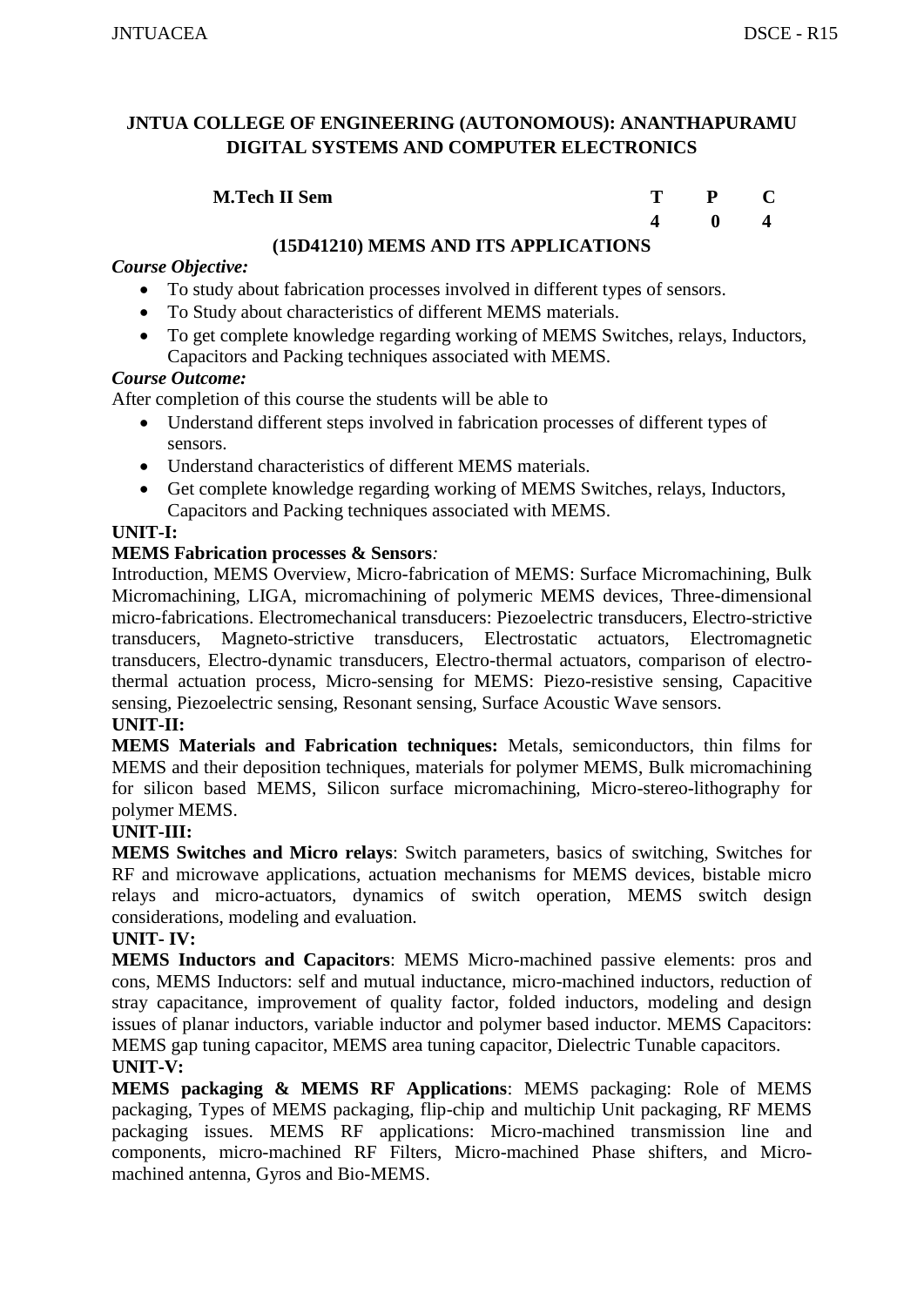**JNTUA COLLEGE OF ENGINEERING (AUTONOMOUS): ANANTHAPURAMU**
**DIGITAL SYSTEMS AND COMPUTER ELECTRONICS**

| **M.Tech II Sem** | **T** | **P** | **C** |
|---|---|---|---|
| | **4** | **0** | **4** |

**(15D41210) MEMS AND ITS APPLICATIONS**

***Course Objective:***

- To study about fabrication processes involved in different types of sensors.
- To Study about characteristics of different MEMS materials.
- To get complete knowledge regarding working of MEMS Switches, relays, Inductors, Capacitors and Packing techniques associated with MEMS.

***Course Outcome:***

After completion of this course the students will be able to

- Understand different steps involved in fabrication processes of different types of sensors.
- Understand characteristics of different MEMS materials.
- Get complete knowledge regarding working of MEMS Switches, relays, Inductors, Capacitors and Packing techniques associated with MEMS.

**UNIT-I:**

**MEMS Fabrication processes & Sensors***:*

Introduction, MEMS Overview, Micro-fabrication of MEMS: Surface Micromachining, Bulk Micromachining, LIGA, micromachining of polymeric MEMS devices, Three-dimensional micro-fabrications. Electromechanical transducers: Piezoelectric transducers, Electro-strictive transducers, Magneto-strictive transducers, Electrostatic actuators, Electromagnetic transducers, Electro-dynamic transducers, Electro-thermal actuators, comparison of electro-thermal actuation process, Micro-sensing for MEMS: Piezo-resistive sensing, Capacitive sensing, Piezoelectric sensing, Resonant sensing, Surface Acoustic Wave sensors.

**UNIT-II:**

**MEMS Materials and Fabrication techniques:** Metals, semiconductors, thin films for MEMS and their deposition techniques, materials for polymer MEMS, Bulk micromachining for silicon based MEMS, Silicon surface micromachining, Micro-stereo-lithography for polymer MEMS.

**UNIT-III:**

**MEMS Switches and Micro relays**: Switch parameters, basics of switching, Switches for RF and microwave applications, actuation mechanisms for MEMS devices, bistable micro relays and micro-actuators, dynamics of switch operation, MEMS switch design considerations, modeling and evaluation.

**UNIT- IV:**

**MEMS Inductors and Capacitors**: MEMS Micro-machined passive elements: pros and cons, MEMS Inductors: self and mutual inductance, micro-machined inductors, reduction of stray capacitance, improvement of quality factor, folded inductors, modeling and design issues of planar inductors, variable inductor and polymer based inductor. MEMS Capacitors: MEMS gap tuning capacitor, MEMS area tuning capacitor, Dielectric Tunable capacitors.

**UNIT-V:**

**MEMS packaging & MEMS RF Applications**: MEMS packaging: Role of MEMS packaging, Types of MEMS packaging, flip-chip and multichip Unit packaging, RF MEMS packaging issues. MEMS RF applications: Micro-machined transmission line and components, micro-machined RF Filters, Micro-machined Phase shifters, and Micro-machined antenna, Gyros and Bio-MEMS.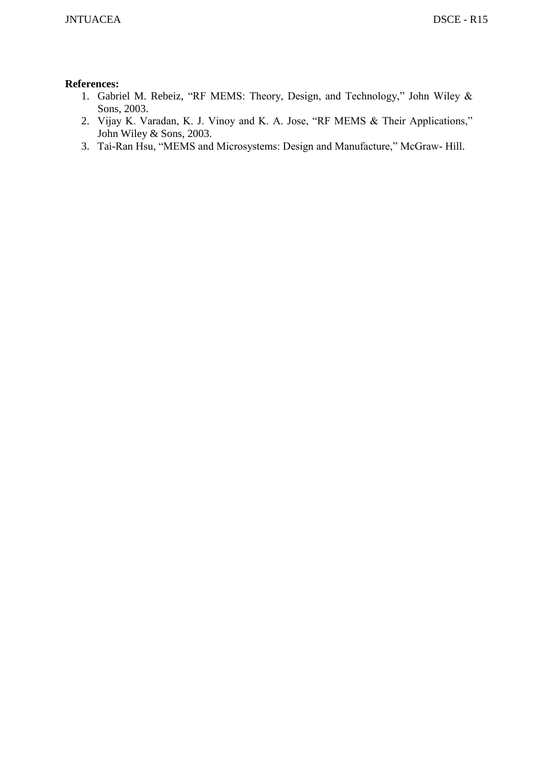**References:**

1. Gabriel M. Rebeiz, “RF MEMS: Theory, Design, and Technology,” John Wiley & Sons, 2003.
2. Vijay K. Varadan, K. J. Vinoy and K. A. Jose, “RF MEMS & Their Applications,” John Wiley & Sons, 2003.
3. Tai-Ran Hsu, “MEMS and Microsystems: Design and Manufacture,” McGraw- Hill.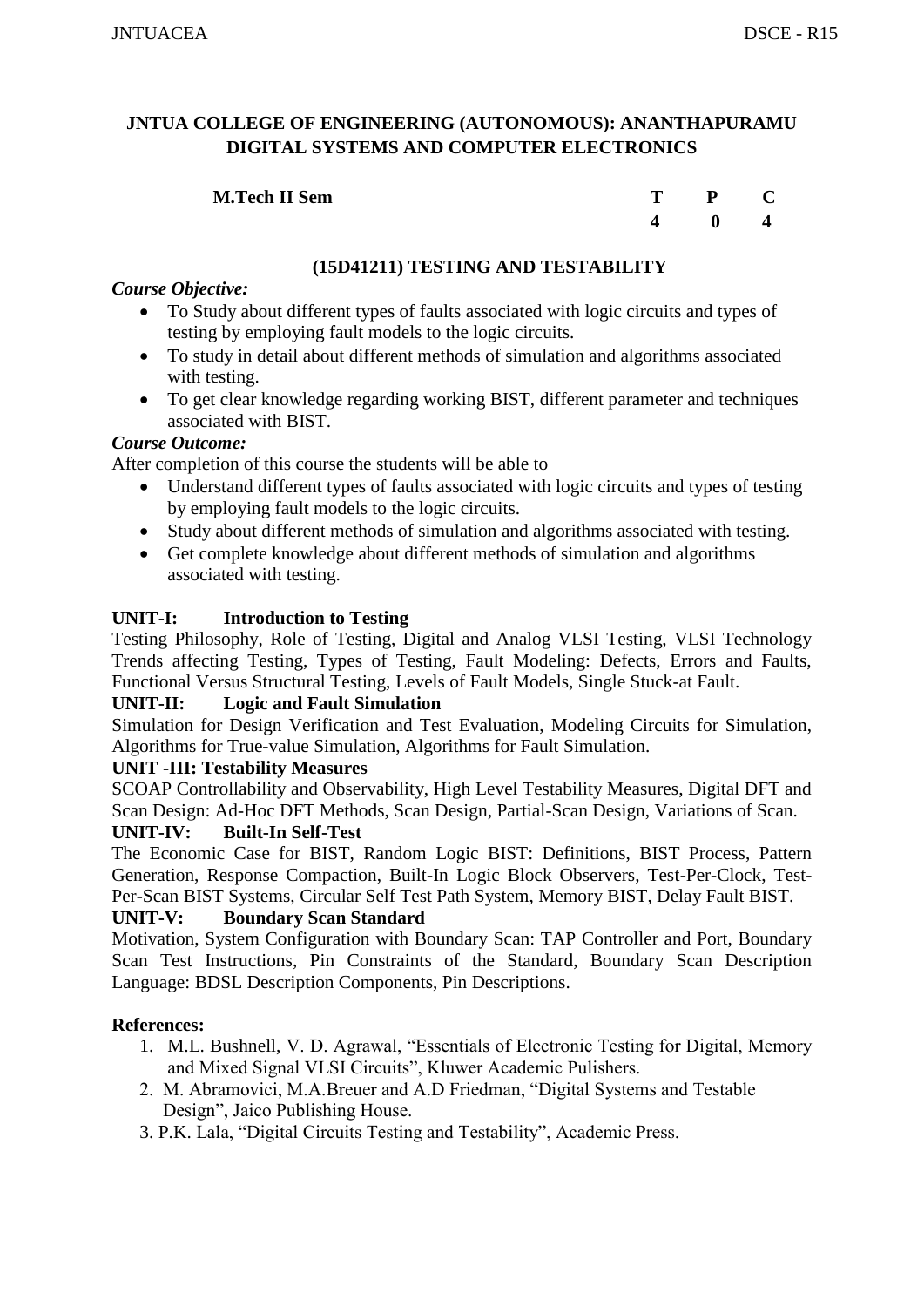**JNTUA COLLEGE OF ENGINEERING (AUTONOMOUS): ANANTHAPURAMU**
**DIGITAL SYSTEMS AND COMPUTER ELECTRONICS**

| **M.Tech II Sem** | **T** | **P** | **C** |
|---|---|---|---|
| | **4** | **0** | **4** |

**(15D41211) TESTING AND TESTABILITY**

***Course Objective:***

- To Study about different types of faults associated with logic circuits and types of testing by employing fault models to the logic circuits.
- To study in detail about different methods of simulation and algorithms associated with testing.
- To get clear knowledge regarding working BIST, different parameter and techniques associated with BIST.

***Course Outcome:***

After completion of this course the students will be able to

- Understand different types of faults associated with logic circuits and types of testing by employing fault models to the logic circuits.
- Study about different methods of simulation and algorithms associated with testing.
- Get complete knowledge about different methods of simulation and algorithms associated with testing.

**UNIT-I: Introduction to Testing**

Testing Philosophy, Role of Testing, Digital and Analog VLSI Testing, VLSI Technology Trends affecting Testing, Types of Testing, Fault Modeling: Defects, Errors and Faults, Functional Versus Structural Testing, Levels of Fault Models, Single Stuck-at Fault.

**UNIT-II: Logic and Fault Simulation**

Simulation for Design Verification and Test Evaluation, Modeling Circuits for Simulation, Algorithms for True-value Simulation, Algorithms for Fault Simulation.

**UNIT -III: Testability Measures**

SCOAP Controllability and Observability, High Level Testability Measures, Digital DFT and Scan Design: Ad-Hoc DFT Methods, Scan Design, Partial-Scan Design, Variations of Scan.

**UNIT-IV: Built-In Self-Test**

The Economic Case for BIST, Random Logic BIST: Definitions, BIST Process, Pattern Generation, Response Compaction, Built-In Logic Block Observers, Test-Per-Clock, Test-Per-Scan BIST Systems, Circular Self Test Path System, Memory BIST, Delay Fault BIST.

**UNIT-V: Boundary Scan Standard**

Motivation, System Configuration with Boundary Scan: TAP Controller and Port, Boundary Scan Test Instructions, Pin Constraints of the Standard, Boundary Scan Description Language: BDSL Description Components, Pin Descriptions.

**References:**

1. M.L. Bushnell, V. D. Agrawal, "Essentials of Electronic Testing for Digital, Memory and Mixed Signal VLSI Circuits", Kluwer Academic Pulishers.
2. M. Abramovici, M.A.Breuer and A.D Friedman, "Digital Systems and Testable Design", Jaico Publishing House.
3. P.K. Lala, "Digital Circuits Testing and Testability", Academic Press.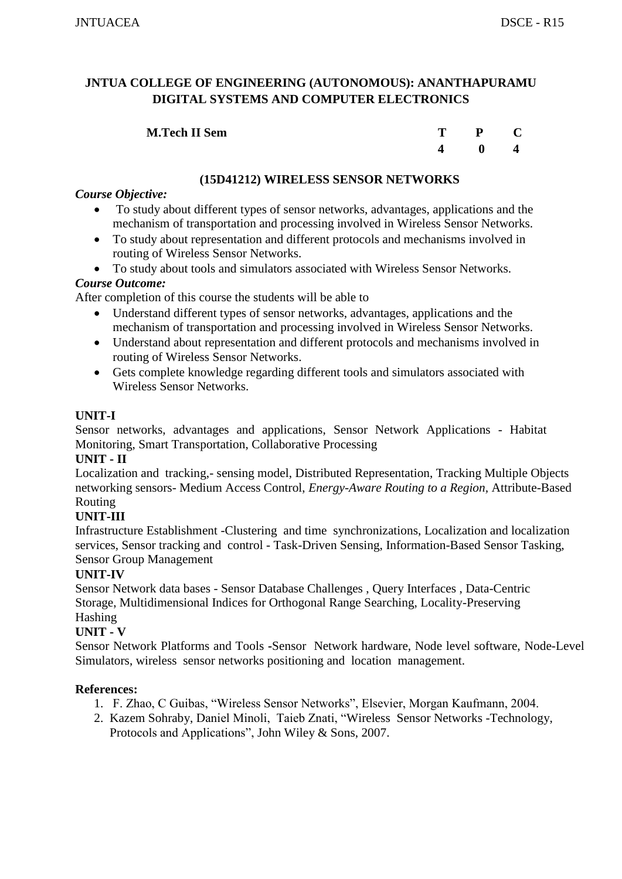**JNTUA COLLEGE OF ENGINEERING (AUTONOMOUS): ANANTHAPURAMU**
**DIGITAL SYSTEMS AND COMPUTER ELECTRONICS**

| **M.Tech II Sem** | **T** | **P** | **C** |
|---|---|---|---|
| | **4** | **0** | **4** |

## (15D41212) WIRELESS SENSOR NETWORKS

***Course Objective:***

- To study about different types of sensor networks, advantages, applications and the mechanism of transportation and processing involved in Wireless Sensor Networks.
- To study about representation and different protocols and mechanisms involved in routing of Wireless Sensor Networks.
- To study about tools and simulators associated with Wireless Sensor Networks.

***Course Outcome:***

After completion of this course the students will be able to

- Understand different types of sensor networks, advantages, applications and the mechanism of transportation and processing involved in Wireless Sensor Networks.
- Understand about representation and different protocols and mechanisms involved in routing of Wireless Sensor Networks.
- Gets complete knowledge regarding different tools and simulators associated with Wireless Sensor Networks.

**UNIT-I**

Sensor networks, advantages and applications, Sensor Network Applications - Habitat Monitoring, Smart Transportation, Collaborative Processing

**UNIT - II**

Localization and tracking,- sensing model, Distributed Representation, Tracking Multiple Objects networking sensors- Medium Access Control, *Energy-Aware Routing to a Region*, Attribute-Based Routing

**UNIT-III**

Infrastructure Establishment -Clustering and time synchronizations, Localization and localization services, Sensor tracking and control - Task-Driven Sensing, Information-Based Sensor Tasking, Sensor Group Management

**UNIT-IV**

Sensor Network data bases - Sensor Database Challenges , Query Interfaces , Data-Centric Storage, Multidimensional Indices for Orthogonal Range Searching, Locality-Preserving Hashing

**UNIT - V**

Sensor Network Platforms and Tools -Sensor Network hardware, Node level software, Node-Level Simulators, wireless sensor networks positioning and location management.

**References:**

1. F. Zhao, C Guibas, “Wireless Sensor Networks”, Elsevier, Morgan Kaufmann, 2004.
2. Kazem Sohraby, Daniel Minoli, Taieb Znati, “Wireless Sensor Networks -Technology, Protocols and Applications”, John Wiley & Sons, 2007.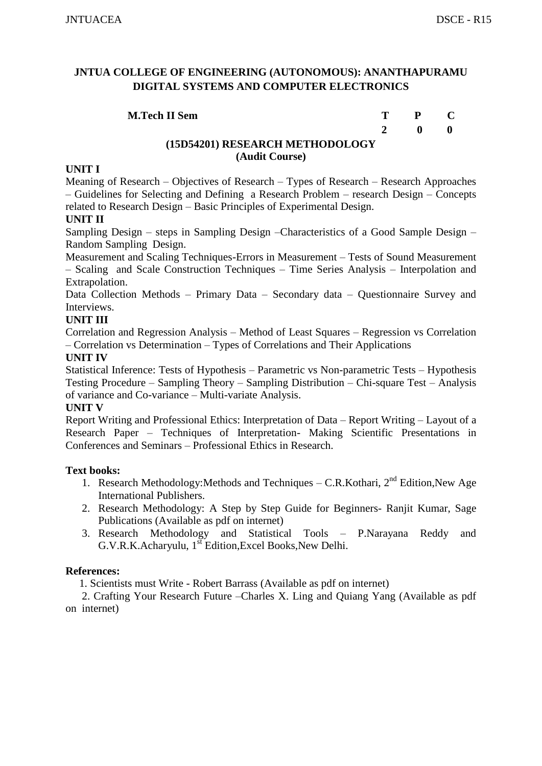## JNTUA COLLEGE OF ENGINEERING (AUTONOMOUS): ANANTHAPURAMU
## DIGITAL SYSTEMS AND COMPUTER ELECTRONICS

| M.Tech II Sem | T | P | C |
|---|---|---|---|
| | 2 | 0 | 0 |

### (15D54201) RESEARCH METHODOLOGY
**(Audit Course)**

**UNIT I**

Meaning of Research – Objectives of Research – Types of Research – Research Approaches – Guidelines for Selecting and Defining a Research Problem – research Design – Concepts related to Research Design – Basic Principles of Experimental Design.

**UNIT II**

Sampling Design – steps in Sampling Design –Characteristics of a Good Sample Design – Random Sampling Design.

Measurement and Scaling Techniques-Errors in Measurement – Tests of Sound Measurement – Scaling and Scale Construction Techniques – Time Series Analysis – Interpolation and Extrapolation.

Data Collection Methods – Primary Data – Secondary data – Questionnaire Survey and Interviews.

**UNIT III**

Correlation and Regression Analysis – Method of Least Squares – Regression vs Correlation – Correlation vs Determination – Types of Correlations and Their Applications

**UNIT IV**

Statistical Inference: Tests of Hypothesis – Parametric vs Non-parametric Tests – Hypothesis Testing Procedure – Sampling Theory – Sampling Distribution – Chi-square Test – Analysis of variance and Co-variance – Multi-variate Analysis.

**UNIT V**

Report Writing and Professional Ethics: Interpretation of Data – Report Writing – Layout of a Research Paper – Techniques of Interpretation- Making Scientific Presentations in Conferences and Seminars – Professional Ethics in Research.

**Text books:**

1. Research Methodology:Methods and Techniques – C.R.Kothari, 2nd Edition,New Age International Publishers.
2. Research Methodology: A Step by Step Guide for Beginners- Ranjit Kumar, Sage Publications (Available as pdf on internet)
3. Research Methodology and Statistical Tools – P.Narayana Reddy and G.V.R.K.Acharyulu, 1st Edition,Excel Books,New Delhi.

**References:**

1. Scientists must Write - Robert Barrass (Available as pdf on internet)
2. Crafting Your Research Future –Charles X. Ling and Quiang Yang (Available as pdf on internet)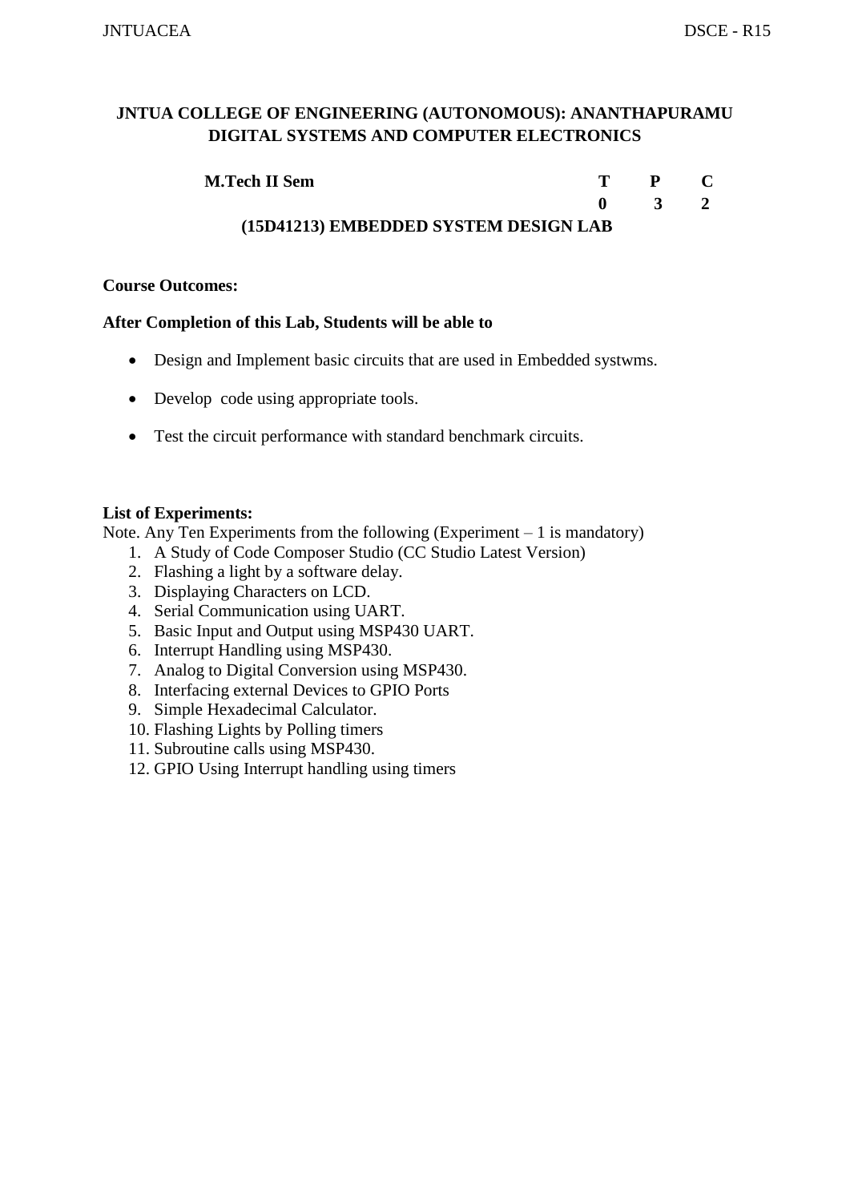**JNTUA COLLEGE OF ENGINEERING (AUTONOMOUS): ANANTHAPURAMU**
**DIGITAL SYSTEMS AND COMPUTER ELECTRONICS**

| **M.Tech II Sem** | **T** | **P** | **C** |
|---|---|---|---|
| | **0** | **3** | **2** |

**(15D41213) EMBEDDED SYSTEM DESIGN LAB**

**Course Outcomes:**

**After Completion of this Lab, Students will be able to**

- Design and Implement basic circuits that are used in Embedded systwms.
- Develop code using appropriate tools.
- Test the circuit performance with standard benchmark circuits.

**List of Experiments:**

Note. Any Ten Experiments from the following (Experiment – 1 is mandatory)

1. A Study of Code Composer Studio (CC Studio Latest Version)
2. Flashing a light by a software delay.
3. Displaying Characters on LCD.
4. Serial Communication using UART.
5. Basic Input and Output using MSP430 UART.
6. Interrupt Handling using MSP430.
7. Analog to Digital Conversion using MSP430.
8. Interfacing external Devices to GPIO Ports
9. Simple Hexadecimal Calculator.
10. Flashing Lights by Polling timers
11. Subroutine calls using MSP430.
12. GPIO Using Interrupt handling using timers